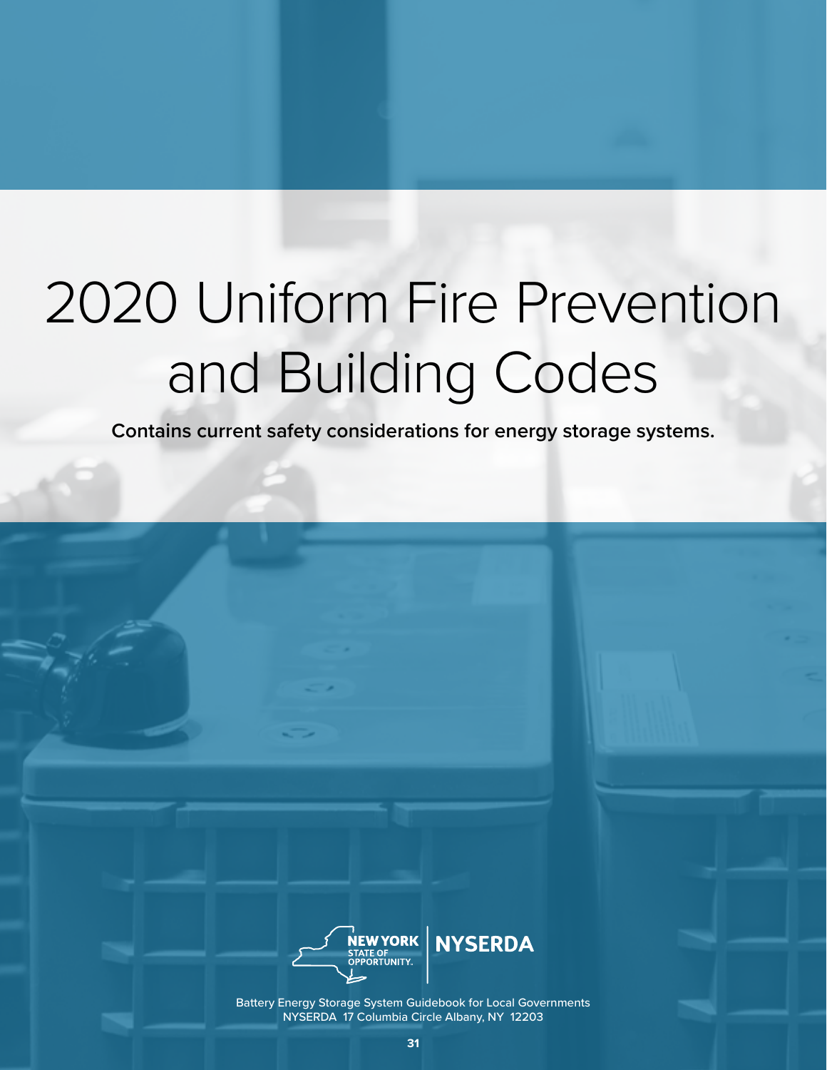# 2020 Uniform Fire Prevention and Building Codes

**Contains current safety considerations for energy storage systems.**

NEW YORK STATE OF OPPORTUNITY. | NYSERDA

Battery Energy Storage System Guidebook for Local Governments
NYSERDA 17 Columbia Circle Albany, NY 12203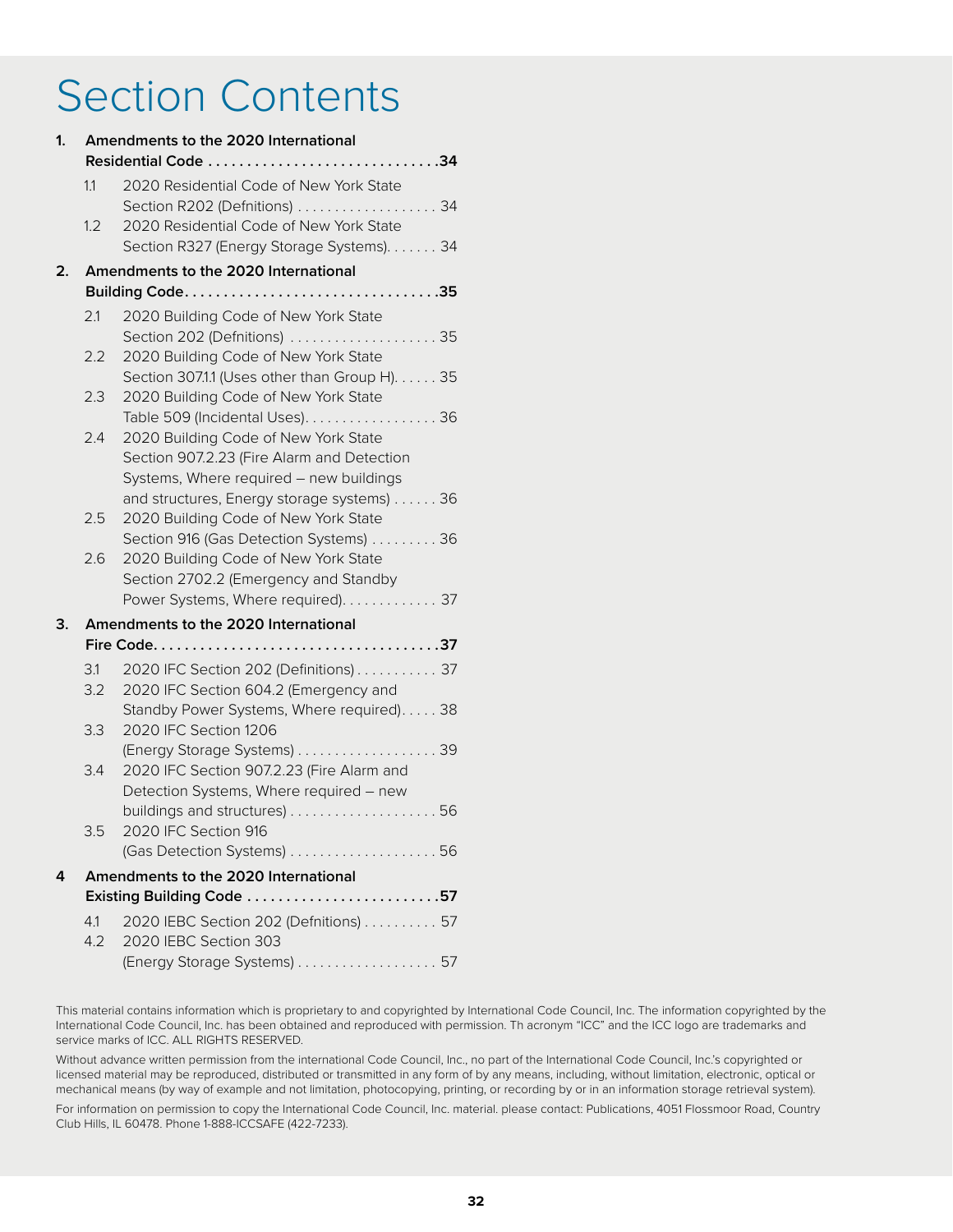# Section Contents

1. **Amendments to the 2020 International Residential Code . . . . . . . . . . . . . . . . . . . . . . . . . . . . . .34**
   - 1.1 2020 Residential Code of New York State Section R202 (Defnitions) . . . . . . . . . . . . . . . . . . . 34
   - 1.2 2020 Residential Code of New York State Section R327 (Energy Storage Systems). . . . . . . 34
2. **Amendments to the 2020 International Building Code. . . . . . . . . . . . . . . . . . . . . . . . . . . . . . . . .35**
   - 2.1 2020 Building Code of New York State Section 202 (Defnitions) . . . . . . . . . . . . . . . . . . . . 35
   - 2.2 2020 Building Code of New York State Section 307.1.1 (Uses other than Group H). . . . . . 35
   - 2.3 2020 Building Code of New York State Table 509 (Incidental Uses). . . . . . . . . . . . . . . . . . 36
   - 2.4 2020 Building Code of New York State Section 907.2.23 (Fire Alarm and Detection Systems, Where required – new buildings and structures, Energy storage systems) . . . . . . 36
   - 2.5 2020 Building Code of New York State Section 916 (Gas Detection Systems) . . . . . . . . . 36
   - 2.6 2020 Building Code of New York State Section 2702.2 (Emergency and Standby Power Systems, Where required). . . . . . . . . . . . . 37
3. **Amendments to the 2020 International Fire Code. . . . . . . . . . . . . . . . . . . . . . . . . . . . . . . . . . . . .37**
   - 3.1 2020 IFC Section 202 (Definitions) . . . . . . . . . . . 37
   - 3.2 2020 IFC Section 604.2 (Emergency and Standby Power Systems, Where required). . . . . 38
   - 3.3 2020 IFC Section 1206 (Energy Storage Systems) . . . . . . . . . . . . . . . . . . . 39
   - 3.4 2020 IFC Section 907.2.23 (Fire Alarm and Detection Systems, Where required – new buildings and structures) . . . . . . . . . . . . . . . . . . . . 56
   - 3.5 2020 IFC Section 916 (Gas Detection Systems) . . . . . . . . . . . . . . . . . . . . 56
4. **Amendments to the 2020 International Existing Building Code . . . . . . . . . . . . . . . . . . . . . . . . .57**
   - 4.1 2020 IEBC Section 202 (Defnitions) . . . . . . . . . . 57
   - 4.2 2020 IEBC Section 303 (Energy Storage Systems) . . . . . . . . . . . . . . . . . . . 57

This material contains information which is proprietary to and copyrighted by International Code Council, Inc. The information copyrighted by the International Code Council, Inc. has been obtained and reproduced with permission. Th acronym "ICC" and the ICC logo are trademarks and service marks of ICC. ALL RIGHTS RESERVED.

Without advance written permission from the international Code Council, Inc., no part of the International Code Council, Inc.'s copyrighted or licensed material may be reproduced, distributed or transmitted in any form of by any means, including, without limitation, electronic, optical or mechanical means (by way of example and not limitation, photocopying, printing, or recording by or in an information storage retrieval system).

For information on permission to copy the International Code Council, Inc. material. please contact: Publications, 4051 Flossmoor Road, Country Club Hills, IL 60478. Phone 1-888-ICCSAFE (422-7233).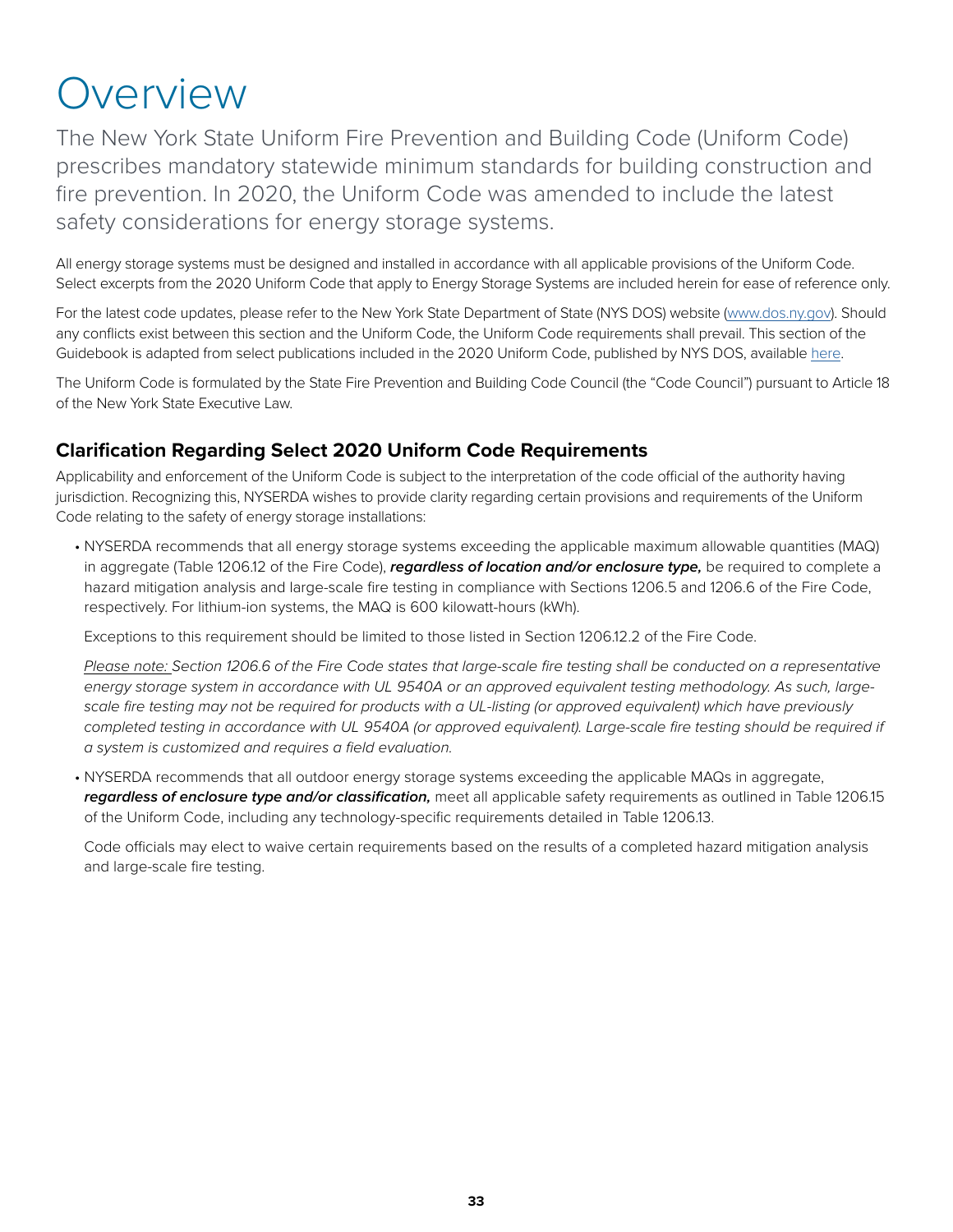# Overview

The New York State Uniform Fire Prevention and Building Code (Uniform Code) prescribes mandatory statewide minimum standards for building construction and fire prevention. In 2020, the Uniform Code was amended to include the latest safety considerations for energy storage systems.

All energy storage systems must be designed and installed in accordance with all applicable provisions of the Uniform Code. Select excerpts from the 2020 Uniform Code that apply to Energy Storage Systems are included herein for ease of reference only.

For the latest code updates, please refer to the New York State Department of State (NYS DOS) website (www.dos.ny.gov). Should any conflicts exist between this section and the Uniform Code, the Uniform Code requirements shall prevail. This section of the Guidebook is adapted from select publications included in the 2020 Uniform Code, published by NYS DOS, available here.

The Uniform Code is formulated by the State Fire Prevention and Building Code Council (the "Code Council") pursuant to Article 18 of the New York State Executive Law.

## Clarification Regarding Select 2020 Uniform Code Requirements

Applicability and enforcement of the Uniform Code is subject to the interpretation of the code official of the authority having jurisdiction. Recognizing this, NYSERDA wishes to provide clarity regarding certain provisions and requirements of the Uniform Code relating to the safety of energy storage installations:

- NYSERDA recommends that all energy storage systems exceeding the applicable maximum allowable quantities (MAQ) in aggregate (Table 1206.12 of the Fire Code), ***regardless of location and/or enclosure type,*** be required to complete a hazard mitigation analysis and large-scale fire testing in compliance with Sections 1206.5 and 1206.6 of the Fire Code, respectively. For lithium-ion systems, the MAQ is 600 kilowatt-hours (kWh).

  Exceptions to this requirement should be limited to those listed in Section 1206.12.2 of the Fire Code.

  *Please note: Section 1206.6 of the Fire Code states that large-scale fire testing shall be conducted on a representative energy storage system in accordance with UL 9540A or an approved equivalent testing methodology. As such, large-scale fire testing may not be required for products with a UL-listing (or approved equivalent) which have previously completed testing in accordance with UL 9540A (or approved equivalent). Large-scale fire testing should be required if a system is customized and requires a field evaluation.*

- NYSERDA recommends that all outdoor energy storage systems exceeding the applicable MAQs in aggregate, ***regardless of enclosure type and/or classification,*** meet all applicable safety requirements as outlined in Table 1206.15 of the Uniform Code, including any technology-specific requirements detailed in Table 1206.13.

  Code officials may elect to waive certain requirements based on the results of a completed hazard mitigation analysis and large-scale fire testing.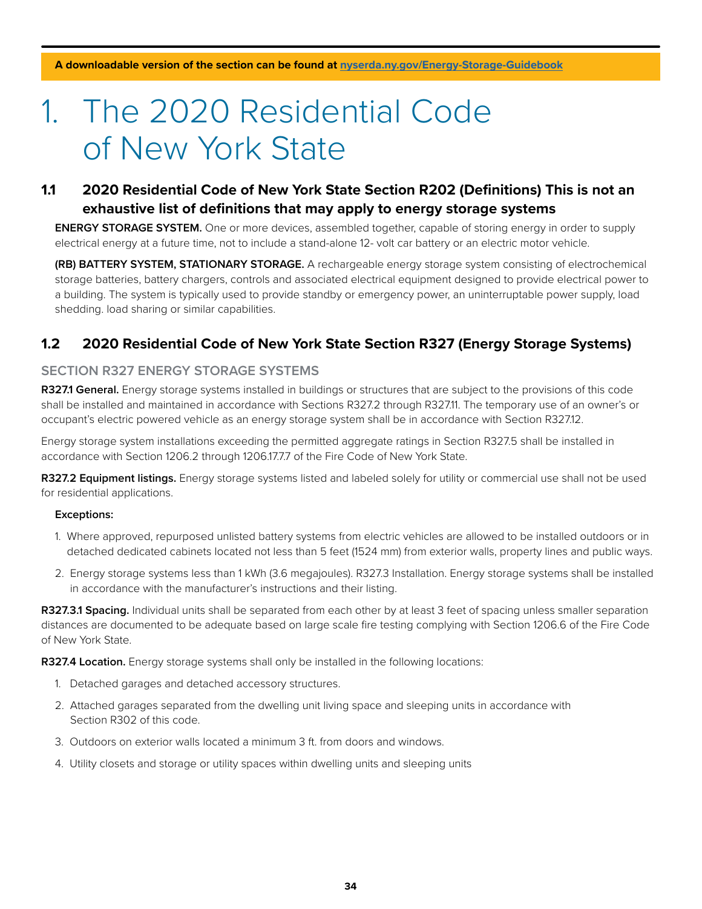A downloadable version of the section can be found at **[nyserda.ny.gov/Energy-Storage-Guidebook](nyserda.ny.gov/Energy-Storage-Guidebook)**

# 1. The 2020 Residential Code of New York State

## 1.1 2020 Residential Code of New York State Section R202 (Definitions) This is not an exhaustive list of definitions that may apply to energy storage systems

**ENERGY STORAGE SYSTEM.** One or more devices, assembled together, capable of storing energy in order to supply electrical energy at a future time, not to include a stand-alone 12- volt car battery or an electric motor vehicle.

**(RB) BATTERY SYSTEM, STATIONARY STORAGE.** A rechargeable energy storage system consisting of electrochemical storage batteries, battery chargers, controls and associated electrical equipment designed to provide electrical power to a building. The system is typically used to provide standby or emergency power, an uninterruptable power supply, load shedding. load sharing or similar capabilities.

## 1.2 2020 Residential Code of New York State Section R327 (Energy Storage Systems)

### SECTION R327 ENERGY STORAGE SYSTEMS

**R327.1 General.** Energy storage systems installed in buildings or structures that are subject to the provisions of this code shall be installed and maintained in accordance with Sections R327.2 through R327.11. The temporary use of an owner's or occupant's electric powered vehicle as an energy storage system shall be in accordance with Section R327.12.

Energy storage system installations exceeding the permitted aggregate ratings in Section R327.5 shall be installed in accordance with Section 1206.2 through 1206.17.7.7 of the Fire Code of New York State.

**R327.2 Equipment listings.** Energy storage systems listed and labeled solely for utility or commercial use shall not be used for residential applications.

**Exceptions:**

1. Where approved, repurposed unlisted battery systems from electric vehicles are allowed to be installed outdoors or in detached dedicated cabinets located not less than 5 feet (1524 mm) from exterior walls, property lines and public ways.
2. Energy storage systems less than 1 kWh (3.6 megajoules). R327.3 Installation. Energy storage systems shall be installed in accordance with the manufacturer's instructions and their listing.

**R327.3.1 Spacing.** Individual units shall be separated from each other by at least 3 feet of spacing unless smaller separation distances are documented to be adequate based on large scale fire testing complying with Section 1206.6 of the Fire Code of New York State.

**R327.4 Location.** Energy storage systems shall only be installed in the following locations:

1. Detached garages and detached accessory structures.
2. Attached garages separated from the dwelling unit living space and sleeping units in accordance with Section R302 of this code.
3. Outdoors on exterior walls located a minimum 3 ft. from doors and windows.
4. Utility closets and storage or utility spaces within dwelling units and sleeping units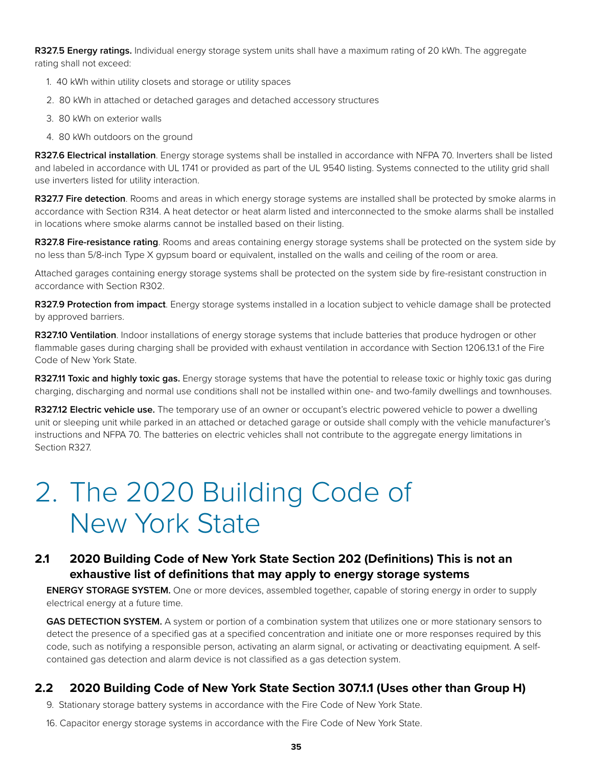**R327.5 Energy ratings.** Individual energy storage system units shall have a maximum rating of 20 kWh. The aggregate rating shall not exceed:

1. 40 kWh within utility closets and storage or utility spaces
2. 80 kWh in attached or detached garages and detached accessory structures
3. 80 kWh on exterior walls
4. 80 kWh outdoors on the ground

**R327.6 Electrical installation**. Energy storage systems shall be installed in accordance with NFPA 70. Inverters shall be listed and labeled in accordance with UL 1741 or provided as part of the UL 9540 listing. Systems connected to the utility grid shall use inverters listed for utility interaction.

**R327.7 Fire detection**. Rooms and areas in which energy storage systems are installed shall be protected by smoke alarms in accordance with Section R314. A heat detector or heat alarm listed and interconnected to the smoke alarms shall be installed in locations where smoke alarms cannot be installed based on their listing.

**R327.8 Fire-resistance rating**. Rooms and areas containing energy storage systems shall be protected on the system side by no less than 5/8-inch Type X gypsum board or equivalent, installed on the walls and ceiling of the room or area.

Attached garages containing energy storage systems shall be protected on the system side by fire-resistant construction in accordance with Section R302.

**R327.9 Protection from impact**. Energy storage systems installed in a location subject to vehicle damage shall be protected by approved barriers.

**R327.10 Ventilation**. Indoor installations of energy storage systems that include batteries that produce hydrogen or other flammable gases during charging shall be provided with exhaust ventilation in accordance with Section 1206.13.1 of the Fire Code of New York State.

**R327.11 Toxic and highly toxic gas.** Energy storage systems that have the potential to release toxic or highly toxic gas during charging, discharging and normal use conditions shall not be installed within one- and two-family dwellings and townhouses.

**R327.12 Electric vehicle use.** The temporary use of an owner or occupant's electric powered vehicle to power a dwelling unit or sleeping unit while parked in an attached or detached garage or outside shall comply with the vehicle manufacturer's instructions and NFPA 70. The batteries on electric vehicles shall not contribute to the aggregate energy limitations in Section R327.

# 2. The 2020 Building Code of New York State

## 2.1 2020 Building Code of New York State Section 202 (Definitions) This is not an exhaustive list of definitions that may apply to energy storage systems

**ENERGY STORAGE SYSTEM.** One or more devices, assembled together, capable of storing energy in order to supply electrical energy at a future time.

**GAS DETECTION SYSTEM.** A system or portion of a combination system that utilizes one or more stationary sensors to detect the presence of a specified gas at a specified concentration and initiate one or more responses required by this code, such as notifying a responsible person, activating an alarm signal, or activating or deactivating equipment. A self-contained gas detection and alarm device is not classified as a gas detection system.

## 2.2 2020 Building Code of New York State Section 307.1.1 (Uses other than Group H)

9. Stationary storage battery systems in accordance with the Fire Code of New York State.

16. Capacitor energy storage systems in accordance with the Fire Code of New York State.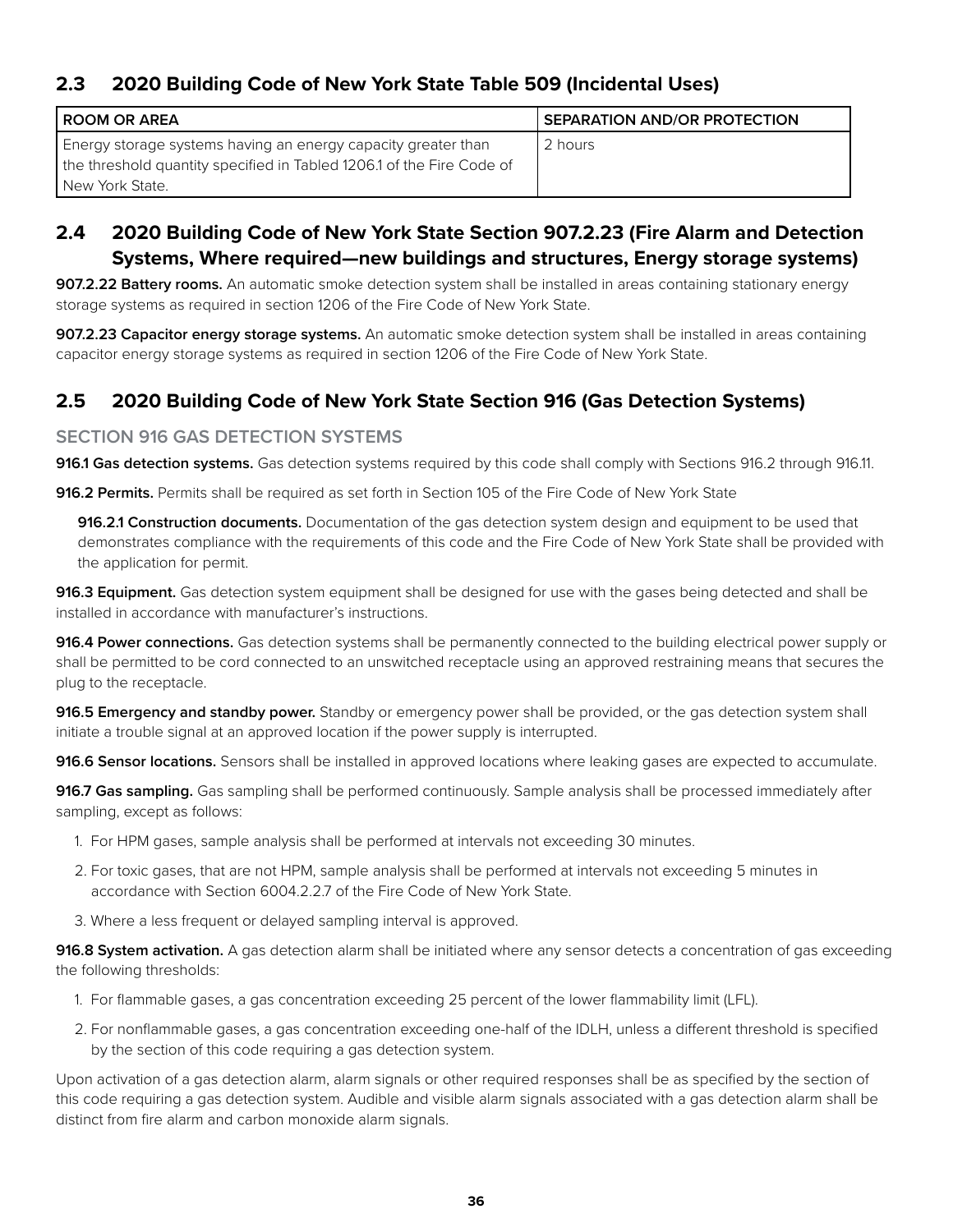## 2.3 2020 Building Code of New York State Table 509 (Incidental Uses)

| ROOM OR AREA | SEPARATION AND/OR PROTECTION |
|---|---|
| Energy storage systems having an energy capacity greater than the threshold quantity specified in Tabled 1206.1 of the Fire Code of New York State. | 2 hours |

## 2.4 2020 Building Code of New York State Section 907.2.23 (Fire Alarm and Detection Systems, Where required—new buildings and structures, Energy storage systems)

**907.2.22 Battery rooms.** An automatic smoke detection system shall be installed in areas containing stationary energy storage systems as required in section 1206 of the Fire Code of New York State.

**907.2.23 Capacitor energy storage systems.** An automatic smoke detection system shall be installed in areas containing capacitor energy storage systems as required in section 1206 of the Fire Code of New York State.

## 2.5 2020 Building Code of New York State Section 916 (Gas Detection Systems)

### SECTION 916 GAS DETECTION SYSTEMS

**916.1 Gas detection systems.** Gas detection systems required by this code shall comply with Sections 916.2 through 916.11.

**916.2 Permits.** Permits shall be required as set forth in Section 105 of the Fire Code of New York State

**916.2.1 Construction documents.** Documentation of the gas detection system design and equipment to be used that demonstrates compliance with the requirements of this code and the Fire Code of New York State shall be provided with the application for permit.

**916.3 Equipment.** Gas detection system equipment shall be designed for use with the gases being detected and shall be installed in accordance with manufacturer's instructions.

**916.4 Power connections.** Gas detection systems shall be permanently connected to the building electrical power supply or shall be permitted to be cord connected to an unswitched receptacle using an approved restraining means that secures the plug to the receptacle.

**916.5 Emergency and standby power.** Standby or emergency power shall be provided, or the gas detection system shall initiate a trouble signal at an approved location if the power supply is interrupted.

**916.6 Sensor locations.** Sensors shall be installed in approved locations where leaking gases are expected to accumulate.

**916.7 Gas sampling.** Gas sampling shall be performed continuously. Sample analysis shall be processed immediately after sampling, except as follows:

1. For HPM gases, sample analysis shall be performed at intervals not exceeding 30 minutes.
2. For toxic gases, that are not HPM, sample analysis shall be performed at intervals not exceeding 5 minutes in accordance with Section 6004.2.2.7 of the Fire Code of New York State.
3. Where a less frequent or delayed sampling interval is approved.

**916.8 System activation.** A gas detection alarm shall be initiated where any sensor detects a concentration of gas exceeding the following thresholds:

1. For flammable gases, a gas concentration exceeding 25 percent of the lower flammability limit (LFL).
2. For nonflammable gases, a gas concentration exceeding one-half of the IDLH, unless a different threshold is specified by the section of this code requiring a gas detection system.

Upon activation of a gas detection alarm, alarm signals or other required responses shall be as specified by the section of this code requiring a gas detection system. Audible and visible alarm signals associated with a gas detection alarm shall be distinct from fire alarm and carbon monoxide alarm signals.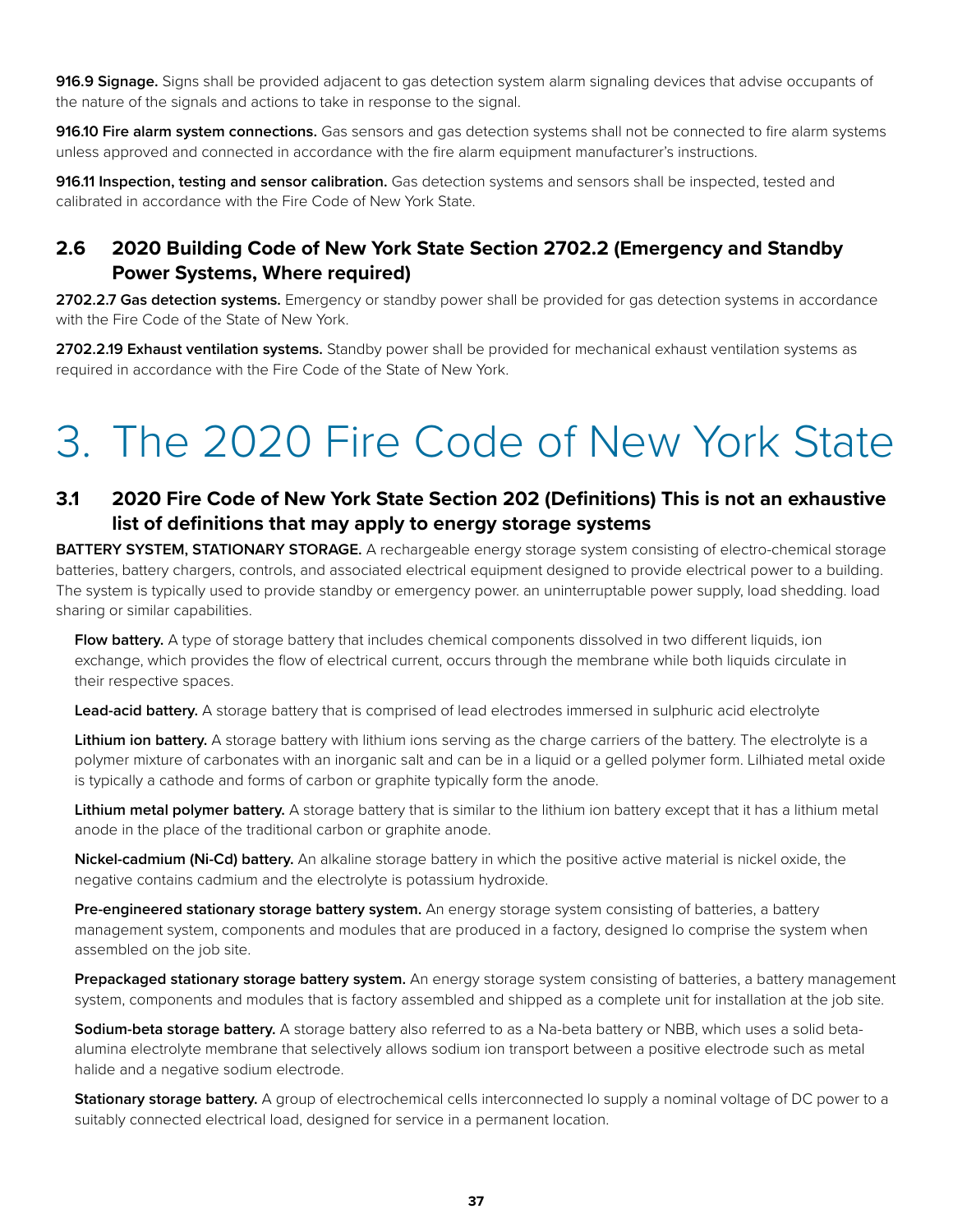**916.9 Signage.** Signs shall be provided adjacent to gas detection system alarm signaling devices that advise occupants of the nature of the signals and actions to take in response to the signal.

**916.10 Fire alarm system connections.** Gas sensors and gas detection systems shall not be connected to fire alarm systems unless approved and connected in accordance with the fire alarm equipment manufacturer's instructions.

**916.11 Inspection, testing and sensor calibration.** Gas detection systems and sensors shall be inspected, tested and calibrated in accordance with the Fire Code of New York State.

### 2.6 2020 Building Code of New York State Section 2702.2 (Emergency and Standby Power Systems, Where required)

**2702.2.7 Gas detection systems.** Emergency or standby power shall be provided for gas detection systems in accordance with the Fire Code of the State of New York.

**2702.2.19 Exhaust ventilation systems.** Standby power shall be provided for mechanical exhaust ventilation systems as required in accordance with the Fire Code of the State of New York.

# 3. The 2020 Fire Code of New York State

### 3.1 2020 Fire Code of New York State Section 202 (Definitions) This is not an exhaustive list of definitions that may apply to energy storage systems

**BATTERY SYSTEM, STATIONARY STORAGE.** A rechargeable energy storage system consisting of electro-chemical storage batteries, battery chargers, controls, and associated electrical equipment designed to provide electrical power to a building. The system is typically used to provide standby or emergency power. an uninterruptable power supply, load shedding. load sharing or similar capabilities.

**Flow battery.** A type of storage battery that includes chemical components dissolved in two different liquids, ion exchange, which provides the flow of electrical current, occurs through the membrane while both liquids circulate in their respective spaces.

**Lead-acid battery.** A storage battery that is comprised of lead electrodes immersed in sulphuric acid electrolyte

**Lithium ion battery.** A storage battery with lithium ions serving as the charge carriers of the battery. The electrolyte is a polymer mixture of carbonates with an inorganic salt and can be in a liquid or a gelled polymer form. Lilhiated metal oxide is typically a cathode and forms of carbon or graphite typically form the anode.

**Lithium metal polymer battery.** A storage battery that is similar to the lithium ion battery except that it has a lithium metal anode in the place of the traditional carbon or graphite anode.

**Nickel-cadmium (Ni-Cd) battery.** An alkaline storage battery in which the positive active material is nickel oxide, the negative contains cadmium and the electrolyte is potassium hydroxide.

**Pre-engineered stationary storage battery system.** An energy storage system consisting of batteries, a battery management system, components and modules that are produced in a factory, designed lo comprise the system when assembled on the job site.

**Prepackaged stationary storage battery system.** An energy storage system consisting of batteries, a battery management system, components and modules that is factory assembled and shipped as a complete unit for installation at the job site.

**Sodium-beta storage battery.** A storage battery also referred to as a Na-beta battery or NBB, which uses a solid beta-alumina electrolyte membrane that selectively allows sodium ion transport between a positive electrode such as metal halide and a negative sodium electrode.

**Stationary storage battery.** A group of electrochemical cells interconnected lo supply a nominal voltage of DC power to a suitably connected electrical load, designed for service in a permanent location.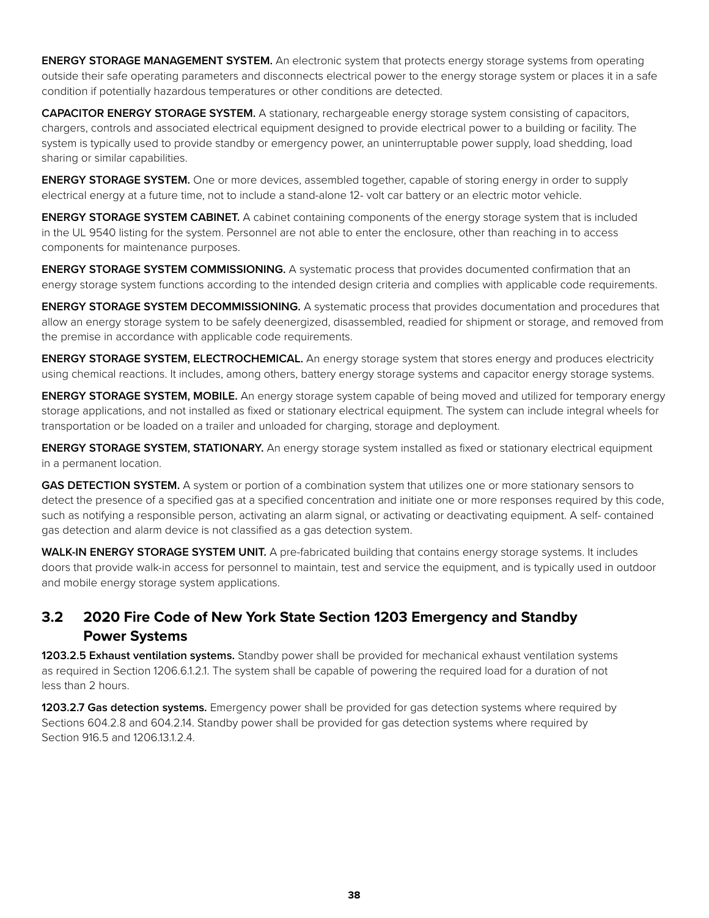**ENERGY STORAGE MANAGEMENT SYSTEM.** An electronic system that protects energy storage systems from operating outside their safe operating parameters and disconnects electrical power to the energy storage system or places it in a safe condition if potentially hazardous temperatures or other conditions are detected.

**CAPACITOR ENERGY STORAGE SYSTEM.** A stationary, rechargeable energy storage system consisting of capacitors, chargers, controls and associated electrical equipment designed to provide electrical power to a building or facility. The system is typically used to provide standby or emergency power, an uninterruptable power supply, load shedding, load sharing or similar capabilities.

**ENERGY STORAGE SYSTEM.** One or more devices, assembled together, capable of storing energy in order to supply electrical energy at a future time, not to include a stand-alone 12- volt car battery or an electric motor vehicle.

**ENERGY STORAGE SYSTEM CABINET.** A cabinet containing components of the energy storage system that is included in the UL 9540 listing for the system. Personnel are not able to enter the enclosure, other than reaching in to access components for maintenance purposes.

**ENERGY STORAGE SYSTEM COMMISSIONING.** A systematic process that provides documented confirmation that an energy storage system functions according to the intended design criteria and complies with applicable code requirements.

**ENERGY STORAGE SYSTEM DECOMMISSIONING.** A systematic process that provides documentation and procedures that allow an energy storage system to be safely deenergized, disassembled, readied for shipment or storage, and removed from the premise in accordance with applicable code requirements.

**ENERGY STORAGE SYSTEM, ELECTROCHEMICAL.** An energy storage system that stores energy and produces electricity using chemical reactions. It includes, among others, battery energy storage systems and capacitor energy storage systems.

**ENERGY STORAGE SYSTEM, MOBILE.** An energy storage system capable of being moved and utilized for temporary energy storage applications, and not installed as fixed or stationary electrical equipment. The system can include integral wheels for transportation or be loaded on a trailer and unloaded for charging, storage and deployment.

**ENERGY STORAGE SYSTEM, STATIONARY.** An energy storage system installed as fixed or stationary electrical equipment in a permanent location.

**GAS DETECTION SYSTEM.** A system or portion of a combination system that utilizes one or more stationary sensors to detect the presence of a specified gas at a specified concentration and initiate one or more responses required by this code, such as notifying a responsible person, activating an alarm signal, or activating or deactivating equipment. A self- contained gas detection and alarm device is not classified as a gas detection system.

**WALK-IN ENERGY STORAGE SYSTEM UNIT.** A pre-fabricated building that contains energy storage systems. It includes doors that provide walk-in access for personnel to maintain, test and service the equipment, and is typically used in outdoor and mobile energy storage system applications.

## 3.2 2020 Fire Code of New York State Section 1203 Emergency and Standby Power Systems

**1203.2.5 Exhaust ventilation systems.** Standby power shall be provided for mechanical exhaust ventilation systems as required in Section 1206.6.1.2.1. The system shall be capable of powering the required load for a duration of not less than 2 hours.

**1203.2.7 Gas detection systems.** Emergency power shall be provided for gas detection systems where required by Sections 604.2.8 and 604.2.14. Standby power shall be provided for gas detection systems where required by Section 916.5 and 1206.13.1.2.4.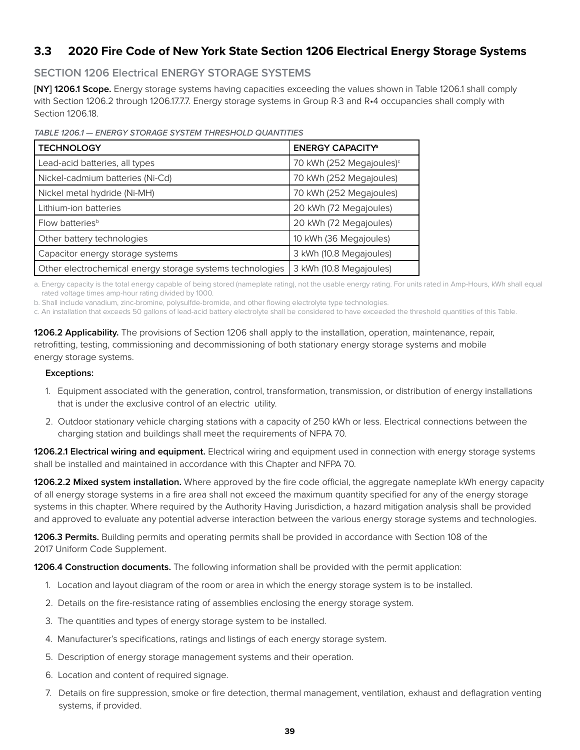## 3.3 2020 Fire Code of New York State Section 1206 Electrical Energy Storage Systems

### SECTION 1206 Electrical ENERGY STORAGE SYSTEMS

**[NY] 1206.1 Scope.** Energy storage systems having capacities exceeding the values shown in Table 1206.1 shall comply with Section 1206.2 through 1206.17.7.7. Energy storage systems in Group R-3 and R•4 occupancies shall comply with Section 1206.18.

*TABLE 1206.1 — ENERGY STORAGE SYSTEM THRESHOLD QUANTITIES*

| TECHNOLOGY | ENERGY CAPACITY[a] |
|---|---|
| Lead-acid batteries, all types | 70 kWh (252 Megajoules)[c] |
| Nickel-cadmium batteries (Ni-Cd) | 70 kWh (252 Megajoules) |
| Nickel metal hydride (Ni-MH) | 70 kWh (252 Megajoules) |
| Lithium-ion batteries | 20 kWh (72 Megajoules) |
| Flow batteries[b] | 20 kWh (72 Megajoules) |
| Other battery technologies | 10 kWh (36 Megajoules) |
| Capacitor energy storage systems | 3 kWh (10.8 Megajoules) |
| Other electrochemical energy storage systems technologies | 3 kWh (10.8 Megajoules) |

a. Energy capacity is the total energy capable of being stored (nameplate rating), not the usable energy rating. For units rated in Amp-Hours, kWh shall equal rated voltage times amp-hour rating divided by 1000.

b. Shall include vanadium, zinc-bromine, polysulfde-bromide, and other flowing electrolyte type technologies.

c. An installation that exceeds 50 gallons of lead-acid battery electrolyte shall be considered to have exceeded the threshold quantities of this Table.

**1206.2 Applicability.** The provisions of Section 1206 shall apply to the installation, operation, maintenance, repair, retrofitting, testing, commissioning and decommissioning of both stationary energy storage systems and mobile energy storage systems.

**Exceptions:**

1. Equipment associated with the generation, control, transformation, transmission, or distribution of energy installations that is under the exclusive control of an electric utility.
2. Outdoor stationary vehicle charging stations with a capacity of 250 kWh or less. Electrical connections between the charging station and buildings shall meet the requirements of NFPA 70.

**1206.2.1 Electrical wiring and equipment.** Electrical wiring and equipment used in connection with energy storage systems shall be installed and maintained in accordance with this Chapter and NFPA 70.

**1206.2.2 Mixed system installation.** Where approved by the fire code official, the aggregate nameplate kWh energy capacity of all energy storage systems in a fire area shall not exceed the maximum quantity specified for any of the energy storage systems in this chapter. Where required by the Authority Having Jurisdiction, a hazard mitigation analysis shall be provided and approved to evaluate any potential adverse interaction between the various energy storage systems and technologies.

**1206.3 Permits.** Building permits and operating permits shall be provided in accordance with Section 108 of the 2017 Uniform Code Supplement.

**1206.4 Construction documents.** The following information shall be provided with the permit application:

1. Location and layout diagram of the room or area in which the energy storage system is to be installed.
2. Details on the fire-resistance rating of assemblies enclosing the energy storage system.
3. The quantities and types of energy storage system to be installed.
4. Manufacturer's specifications, ratings and listings of each energy storage system.
5. Description of energy storage management systems and their operation.
6. Location and content of required signage.
7. Details on fire suppression, smoke or fire detection, thermal management, ventilation, exhaust and deflagration venting systems, if provided.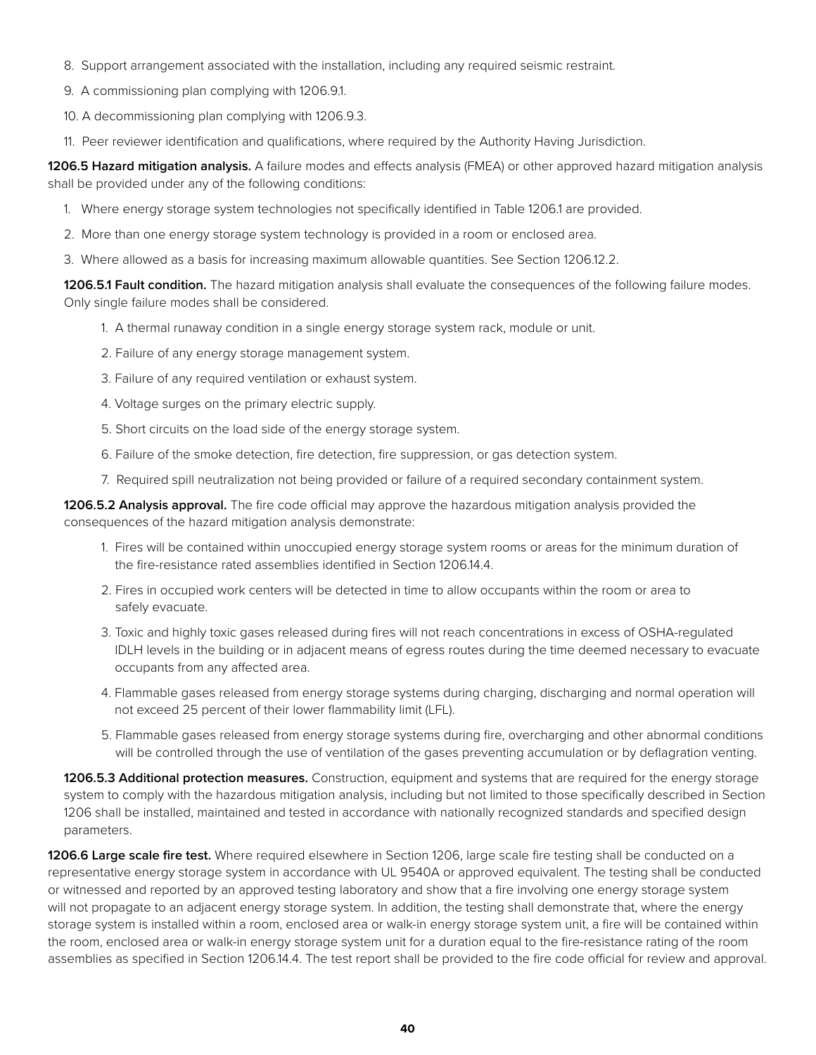8. Support arrangement associated with the installation, including any required seismic restraint.
9. A commissioning plan complying with 1206.9.1.
10. A decommissioning plan complying with 1206.9.3.
11. Peer reviewer identification and qualifications, where required by the Authority Having Jurisdiction.

**1206.5 Hazard mitigation analysis.** A failure modes and effects analysis (FMEA) or other approved hazard mitigation analysis shall be provided under any of the following conditions:

1. Where energy storage system technologies not specifically identified in Table 1206.1 are provided.
2. More than one energy storage system technology is provided in a room or enclosed area.
3. Where allowed as a basis for increasing maximum allowable quantities. See Section 1206.12.2.

**1206.5.1 Fault condition.** The hazard mitigation analysis shall evaluate the consequences of the following failure modes. Only single failure modes shall be considered.

1. A thermal runaway condition in a single energy storage system rack, module or unit.
2. Failure of any energy storage management system.
3. Failure of any required ventilation or exhaust system.
4. Voltage surges on the primary electric supply.
5. Short circuits on the load side of the energy storage system.
6. Failure of the smoke detection, fire detection, fire suppression, or gas detection system.
7. Required spill neutralization not being provided or failure of a required secondary containment system.

**1206.5.2 Analysis approval.** The fire code official may approve the hazardous mitigation analysis provided the consequences of the hazard mitigation analysis demonstrate:

1. Fires will be contained within unoccupied energy storage system rooms or areas for the minimum duration of the fire-resistance rated assemblies identified in Section 1206.14.4.
2. Fires in occupied work centers will be detected in time to allow occupants within the room or area to safely evacuate.
3. Toxic and highly toxic gases released during fires will not reach concentrations in excess of OSHA-regulated IDLH levels in the building or in adjacent means of egress routes during the time deemed necessary to evacuate occupants from any affected area.
4. Flammable gases released from energy storage systems during charging, discharging and normal operation will not exceed 25 percent of their lower flammability limit (LFL).
5. Flammable gases released from energy storage systems during fire, overcharging and other abnormal conditions will be controlled through the use of ventilation of the gases preventing accumulation or by deflagration venting.

**1206.5.3 Additional protection measures.** Construction, equipment and systems that are required for the energy storage system to comply with the hazardous mitigation analysis, including but not limited to those specifically described in Section 1206 shall be installed, maintained and tested in accordance with nationally recognized standards and specified design parameters.

**1206.6 Large scale fire test.** Where required elsewhere in Section 1206, large scale fire testing shall be conducted on a representative energy storage system in accordance with UL 9540A or approved equivalent. The testing shall be conducted or witnessed and reported by an approved testing laboratory and show that a fire involving one energy storage system will not propagate to an adjacent energy storage system. In addition, the testing shall demonstrate that, where the energy storage system is installed within a room, enclosed area or walk-in energy storage system unit, a fire will be contained within the room, enclosed area or walk-in energy storage system unit for a duration equal to the fire-resistance rating of the room assemblies as specified in Section 1206.14.4. The test report shall be provided to the fire code official for review and approval.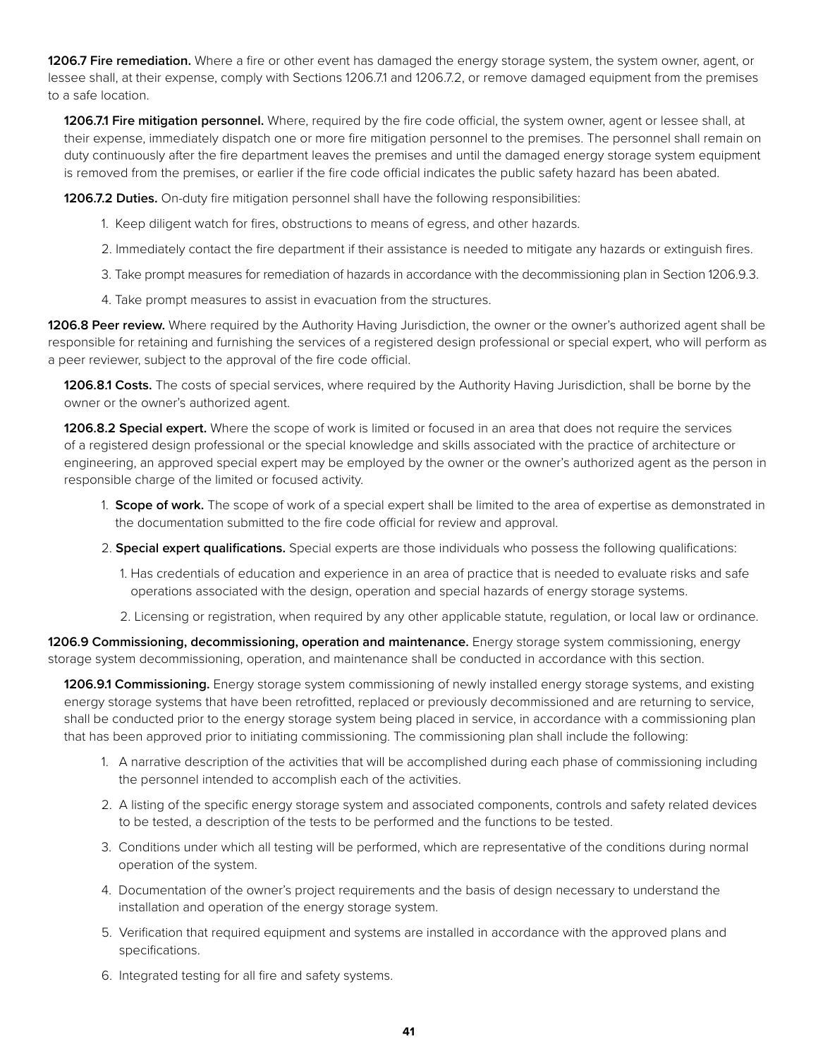**1206.7 Fire remediation.** Where a fire or other event has damaged the energy storage system, the system owner, agent, or lessee shall, at their expense, comply with Sections 1206.7.1 and 1206.7.2, or remove damaged equipment from the premises to a safe location.

**1206.7.1 Fire mitigation personnel.** Where, required by the fire code official, the system owner, agent or lessee shall, at their expense, immediately dispatch one or more fire mitigation personnel to the premises. The personnel shall remain on duty continuously after the fire department leaves the premises and until the damaged energy storage system equipment is removed from the premises, or earlier if the fire code official indicates the public safety hazard has been abated.

**1206.7.2 Duties.** On-duty fire mitigation personnel shall have the following responsibilities:

1. Keep diligent watch for fires, obstructions to means of egress, and other hazards.
2. Immediately contact the fire department if their assistance is needed to mitigate any hazards or extinguish fires.
3. Take prompt measures for remediation of hazards in accordance with the decommissioning plan in Section 1206.9.3.
4. Take prompt measures to assist in evacuation from the structures.

**1206.8 Peer review.** Where required by the Authority Having Jurisdiction, the owner or the owner's authorized agent shall be responsible for retaining and furnishing the services of a registered design professional or special expert, who will perform as a peer reviewer, subject to the approval of the fire code official.

**1206.8.1 Costs.** The costs of special services, where required by the Authority Having Jurisdiction, shall be borne by the owner or the owner's authorized agent.

**1206.8.2 Special expert.** Where the scope of work is limited or focused in an area that does not require the services of a registered design professional or the special knowledge and skills associated with the practice of architecture or engineering, an approved special expert may be employed by the owner or the owner's authorized agent as the person in responsible charge of the limited or focused activity.

1. **Scope of work.** The scope of work of a special expert shall be limited to the area of expertise as demonstrated in the documentation submitted to the fire code official for review and approval.
2. **Special expert qualifications.** Special experts are those individuals who possess the following qualifications:
    1. Has credentials of education and experience in an area of practice that is needed to evaluate risks and safe operations associated with the design, operation and special hazards of energy storage systems.
    2. Licensing or registration, when required by any other applicable statute, regulation, or local law or ordinance.

**1206.9 Commissioning, decommissioning, operation and maintenance.** Energy storage system commissioning, energy storage system decommissioning, operation, and maintenance shall be conducted in accordance with this section.

**1206.9.1 Commissioning.** Energy storage system commissioning of newly installed energy storage systems, and existing energy storage systems that have been retrofitted, replaced or previously decommissioned and are returning to service, shall be conducted prior to the energy storage system being placed in service, in accordance with a commissioning plan that has been approved prior to initiating commissioning. The commissioning plan shall include the following:

1. A narrative description of the activities that will be accomplished during each phase of commissioning including the personnel intended to accomplish each of the activities.
2. A listing of the specific energy storage system and associated components, controls and safety related devices to be tested, a description of the tests to be performed and the functions to be tested.
3. Conditions under which all testing will be performed, which are representative of the conditions during normal operation of the system.
4. Documentation of the owner's project requirements and the basis of design necessary to understand the installation and operation of the energy storage system.
5. Verification that required equipment and systems are installed in accordance with the approved plans and specifications.
6. Integrated testing for all fire and safety systems.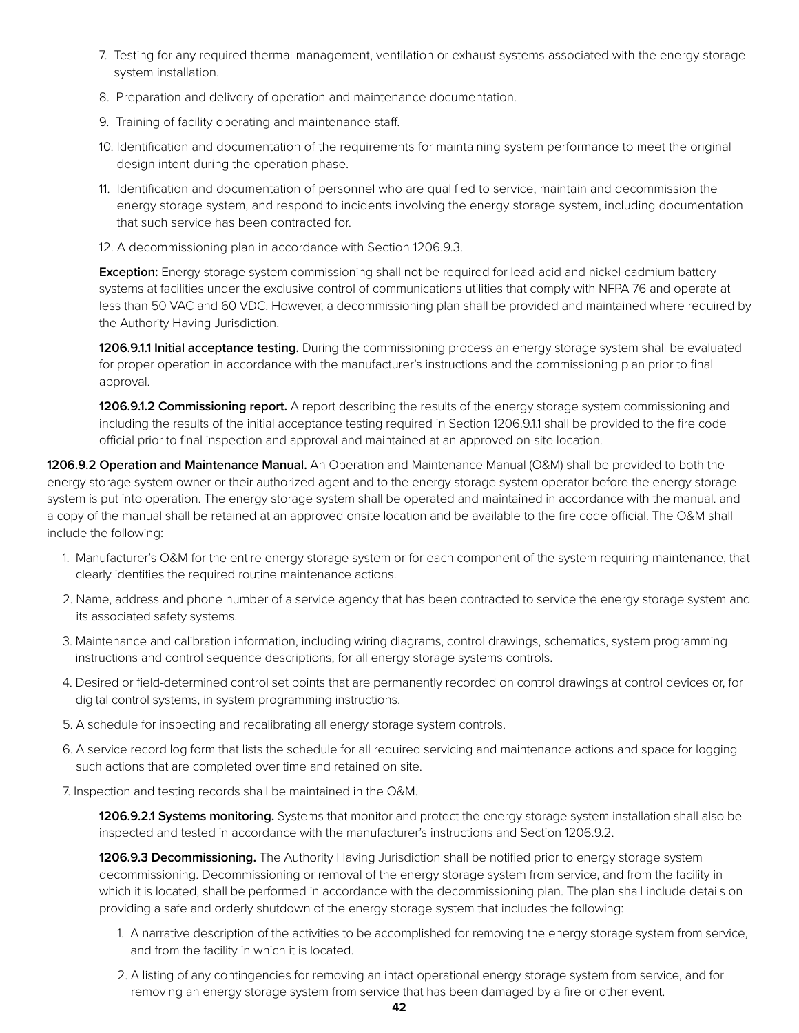7. Testing for any required thermal management, ventilation or exhaust systems associated with the energy storage system installation.
8. Preparation and delivery of operation and maintenance documentation.
9. Training of facility operating and maintenance staff.
10. Identification and documentation of the requirements for maintaining system performance to meet the original design intent during the operation phase.
11. Identification and documentation of personnel who are qualified to service, maintain and decommission the energy storage system, and respond to incidents involving the energy storage system, including documentation that such service has been contracted for.
12. A decommissioning plan in accordance with Section 1206.9.3.

**Exception:** Energy storage system commissioning shall not be required for lead-acid and nickel-cadmium battery systems at facilities under the exclusive control of communications utilities that comply with NFPA 76 and operate at less than 50 VAC and 60 VDC. However, a decommissioning plan shall be provided and maintained where required by the Authority Having Jurisdiction.

**1206.9.1.1 Initial acceptance testing.** During the commissioning process an energy storage system shall be evaluated for proper operation in accordance with the manufacturer's instructions and the commissioning plan prior to final approval.

**1206.9.1.2 Commissioning report.** A report describing the results of the energy storage system commissioning and including the results of the initial acceptance testing required in Section 1206.9.1.1 shall be provided to the fire code official prior to final inspection and approval and maintained at an approved on-site location.

**1206.9.2 Operation and Maintenance Manual.** An Operation and Maintenance Manual (O&M) shall be provided to both the energy storage system owner or their authorized agent and to the energy storage system operator before the energy storage system is put into operation. The energy storage system shall be operated and maintained in accordance with the manual. and a copy of the manual shall be retained at an approved onsite location and be available to the fire code official. The O&M shall include the following:

1. Manufacturer's O&M for the entire energy storage system or for each component of the system requiring maintenance, that clearly identifies the required routine maintenance actions.
2. Name, address and phone number of a service agency that has been contracted to service the energy storage system and its associated safety systems.
3. Maintenance and calibration information, including wiring diagrams, control drawings, schematics, system programming instructions and control sequence descriptions, for all energy storage systems controls.
4. Desired or field-determined control set points that are permanently recorded on control drawings at control devices or, for digital control systems, in system programming instructions.
5. A schedule for inspecting and recalibrating all energy storage system controls.
6. A service record log form that lists the schedule for all required servicing and maintenance actions and space for logging such actions that are completed over time and retained on site.
7. Inspection and testing records shall be maintained in the O&M.

**1206.9.2.1 Systems monitoring.** Systems that monitor and protect the energy storage system installation shall also be inspected and tested in accordance with the manufacturer's instructions and Section 1206.9.2.

**1206.9.3 Decommissioning.** The Authority Having Jurisdiction shall be notified prior to energy storage system decommissioning. Decommissioning or removal of the energy storage system from service, and from the facility in which it is located, shall be performed in accordance with the decommissioning plan. The plan shall include details on providing a safe and orderly shutdown of the energy storage system that includes the following:

1. A narrative description of the activities to be accomplished for removing the energy storage system from service, and from the facility in which it is located.
2. A listing of any contingencies for removing an intact operational energy storage system from service, and for removing an energy storage system from service that has been damaged by a fire or other event.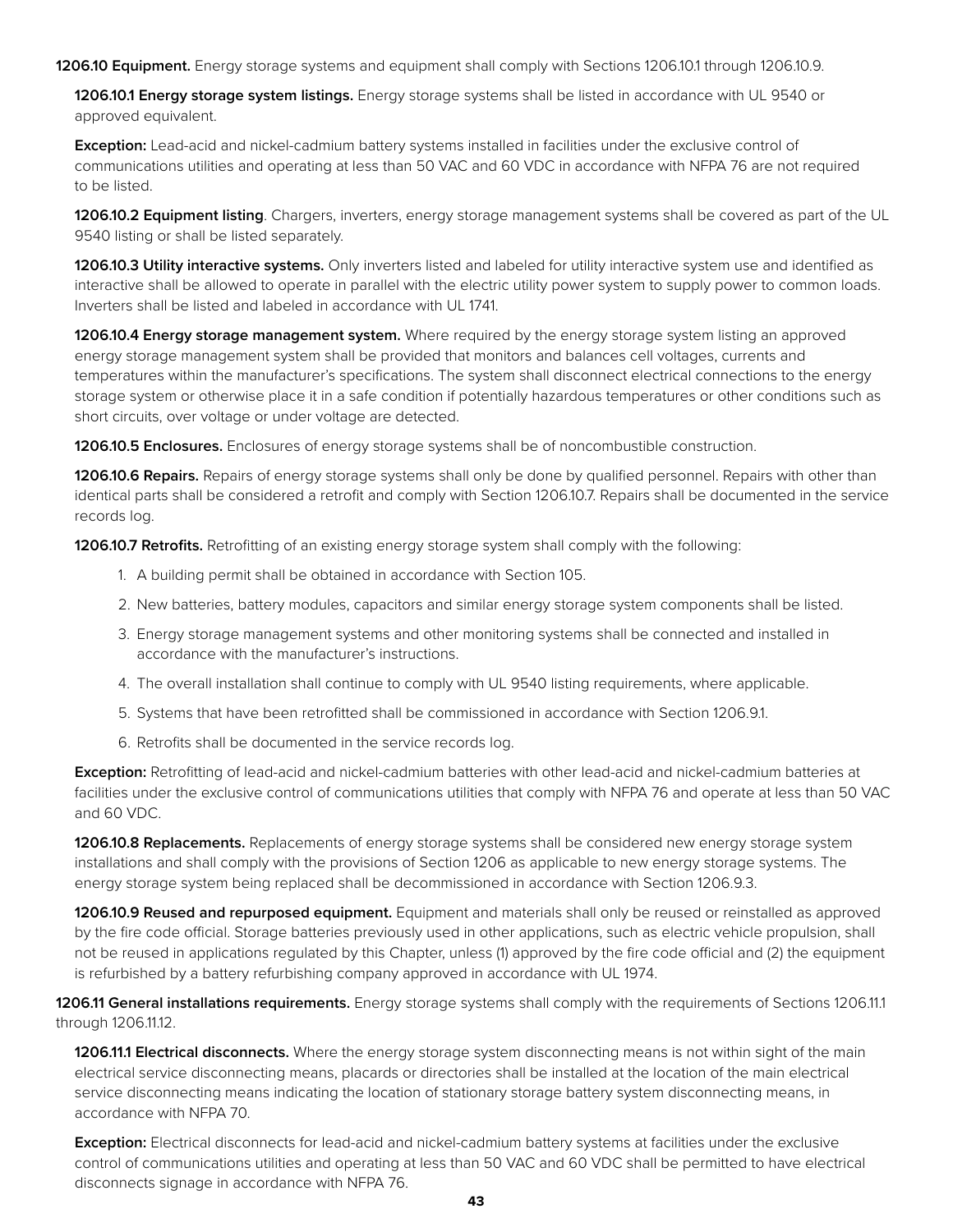**1206.10 Equipment.** Energy storage systems and equipment shall comply with Sections 1206.10.1 through 1206.10.9.

**1206.10.1 Energy storage system listings.** Energy storage systems shall be listed in accordance with UL 9540 or approved equivalent.

**Exception:** Lead-acid and nickel-cadmium battery systems installed in facilities under the exclusive control of communications utilities and operating at less than 50 VAC and 60 VDC in accordance with NFPA 76 are not required to be listed.

**1206.10.2 Equipment listing**. Chargers, inverters, energy storage management systems shall be covered as part of the UL 9540 listing or shall be listed separately.

**1206.10.3 Utility interactive systems.** Only inverters listed and labeled for utility interactive system use and identified as interactive shall be allowed to operate in parallel with the electric utility power system to supply power to common loads. Inverters shall be listed and labeled in accordance with UL 1741.

**1206.10.4 Energy storage management system.** Where required by the energy storage system listing an approved energy storage management system shall be provided that monitors and balances cell voltages, currents and temperatures within the manufacturer's specifications. The system shall disconnect electrical connections to the energy storage system or otherwise place it in a safe condition if potentially hazardous temperatures or other conditions such as short circuits, over voltage or under voltage are detected.

**1206.10.5 Enclosures.** Enclosures of energy storage systems shall be of noncombustible construction.

**1206.10.6 Repairs.** Repairs of energy storage systems shall only be done by qualified personnel. Repairs with other than identical parts shall be considered a retrofit and comply with Section 1206.10.7. Repairs shall be documented in the service records log.

**1206.10.7 Retrofits.** Retrofitting of an existing energy storage system shall comply with the following:

1. A building permit shall be obtained in accordance with Section 105.
2. New batteries, battery modules, capacitors and similar energy storage system components shall be listed.
3. Energy storage management systems and other monitoring systems shall be connected and installed in accordance with the manufacturer's instructions.
4. The overall installation shall continue to comply with UL 9540 listing requirements, where applicable.
5. Systems that have been retrofitted shall be commissioned in accordance with Section 1206.9.1.
6. Retrofits shall be documented in the service records log.

**Exception:** Retrofitting of lead-acid and nickel-cadmium batteries with other lead-acid and nickel-cadmium batteries at facilities under the exclusive control of communications utilities that comply with NFPA 76 and operate at less than 50 VAC and 60 VDC.

**1206.10.8 Replacements.** Replacements of energy storage systems shall be considered new energy storage system installations and shall comply with the provisions of Section 1206 as applicable to new energy storage systems. The energy storage system being replaced shall be decommissioned in accordance with Section 1206.9.3.

**1206.10.9 Reused and repurposed equipment.** Equipment and materials shall only be reused or reinstalled as approved by the fire code official. Storage batteries previously used in other applications, such as electric vehicle propulsion, shall not be reused in applications regulated by this Chapter, unless (1) approved by the fire code official and (2) the equipment is refurbished by a battery refurbishing company approved in accordance with UL 1974.

**1206.11 General installations requirements.** Energy storage systems shall comply with the requirements of Sections 1206.11.1 through 1206.11.12.

**1206.11.1 Electrical disconnects.** Where the energy storage system disconnecting means is not within sight of the main electrical service disconnecting means, placards or directories shall be installed at the location of the main electrical service disconnecting means indicating the location of stationary storage battery system disconnecting means, in accordance with NFPA 70.

**Exception:** Electrical disconnects for lead-acid and nickel-cadmium battery systems at facilities under the exclusive control of communications utilities and operating at less than 50 VAC and 60 VDC shall be permitted to have electrical disconnects signage in accordance with NFPA 76.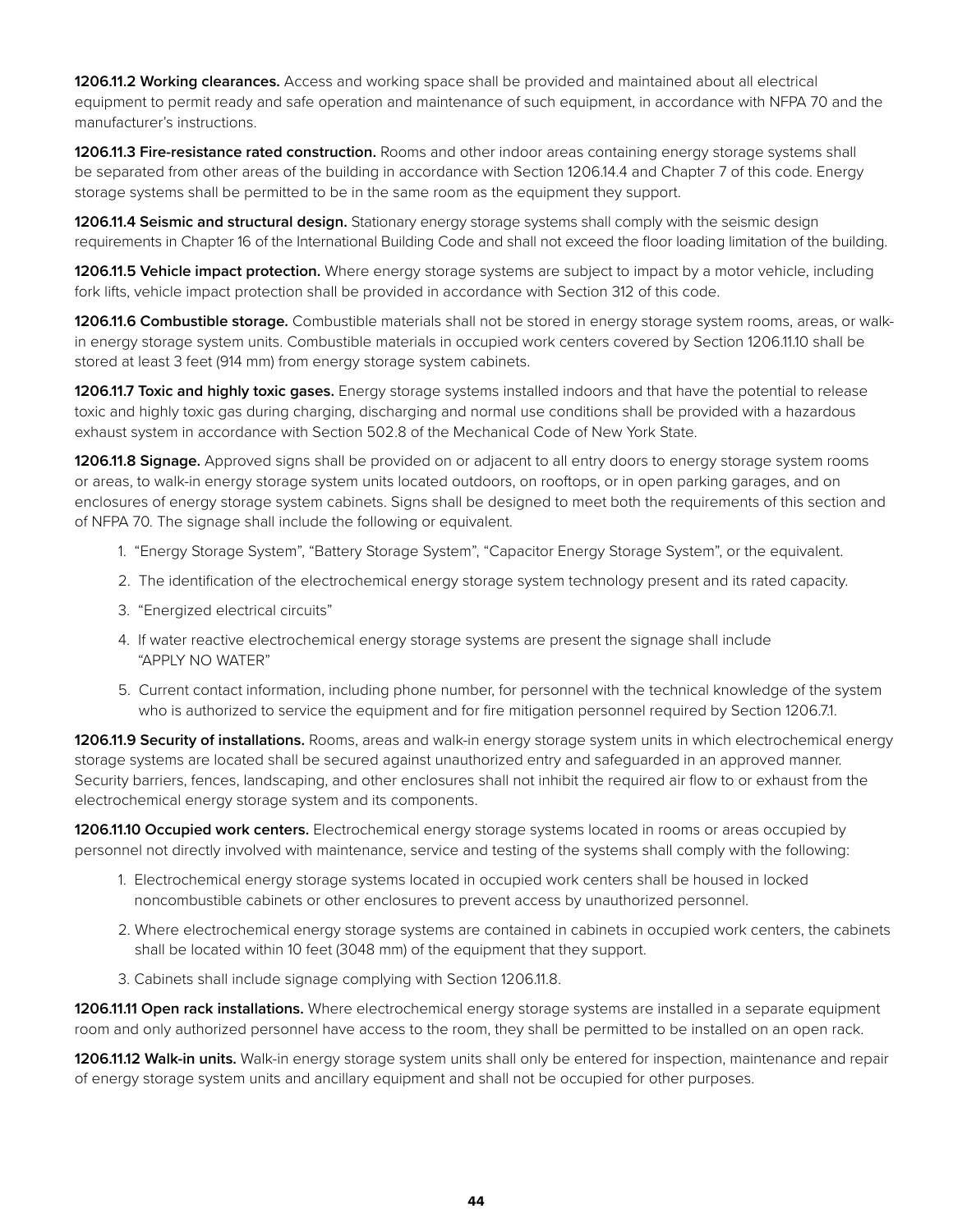**1206.11.2 Working clearances.** Access and working space shall be provided and maintained about all electrical equipment to permit ready and safe operation and maintenance of such equipment, in accordance with NFPA 70 and the manufacturer's instructions.

**1206.11.3 Fire-resistance rated construction.** Rooms and other indoor areas containing energy storage systems shall be separated from other areas of the building in accordance with Section 1206.14.4 and Chapter 7 of this code. Energy storage systems shall be permitted to be in the same room as the equipment they support.

**1206.11.4 Seismic and structural design.** Stationary energy storage systems shall comply with the seismic design requirements in Chapter 16 of the International Building Code and shall not exceed the floor loading limitation of the building.

**1206.11.5 Vehicle impact protection.** Where energy storage systems are subject to impact by a motor vehicle, including fork lifts, vehicle impact protection shall be provided in accordance with Section 312 of this code.

**1206.11.6 Combustible storage.** Combustible materials shall not be stored in energy storage system rooms, areas, or walk-in energy storage system units. Combustible materials in occupied work centers covered by Section 1206.11.10 shall be stored at least 3 feet (914 mm) from energy storage system cabinets.

**1206.11.7 Toxic and highly toxic gases.** Energy storage systems installed indoors and that have the potential to release toxic and highly toxic gas during charging, discharging and normal use conditions shall be provided with a hazardous exhaust system in accordance with Section 502.8 of the Mechanical Code of New York State.

**1206.11.8 Signage.** Approved signs shall be provided on or adjacent to all entry doors to energy storage system rooms or areas, to walk-in energy storage system units located outdoors, on rooftops, or in open parking garages, and on enclosures of energy storage system cabinets. Signs shall be designed to meet both the requirements of this section and of NFPA 70. The signage shall include the following or equivalent.

1. "Energy Storage System", "Battery Storage System", "Capacitor Energy Storage System", or the equivalent.
2. The identification of the electrochemical energy storage system technology present and its rated capacity.
3. "Energized electrical circuits"
4. If water reactive electrochemical energy storage systems are present the signage shall include "APPLY NO WATER"
5. Current contact information, including phone number, for personnel with the technical knowledge of the system who is authorized to service the equipment and for fire mitigation personnel required by Section 1206.7.1.

**1206.11.9 Security of installations.** Rooms, areas and walk-in energy storage system units in which electrochemical energy storage systems are located shall be secured against unauthorized entry and safeguarded in an approved manner. Security barriers, fences, landscaping, and other enclosures shall not inhibit the required air flow to or exhaust from the electrochemical energy storage system and its components.

**1206.11.10 Occupied work centers.** Electrochemical energy storage systems located in rooms or areas occupied by personnel not directly involved with maintenance, service and testing of the systems shall comply with the following:

1. Electrochemical energy storage systems located in occupied work centers shall be housed in locked noncombustible cabinets or other enclosures to prevent access by unauthorized personnel.
2. Where electrochemical energy storage systems are contained in cabinets in occupied work centers, the cabinets shall be located within 10 feet (3048 mm) of the equipment that they support.
3. Cabinets shall include signage complying with Section 1206.11.8.

**1206.11.11 Open rack installations.** Where electrochemical energy storage systems are installed in a separate equipment room and only authorized personnel have access to the room, they shall be permitted to be installed on an open rack.

**1206.11.12 Walk-in units.** Walk-in energy storage system units shall only be entered for inspection, maintenance and repair of energy storage system units and ancillary equipment and shall not be occupied for other purposes.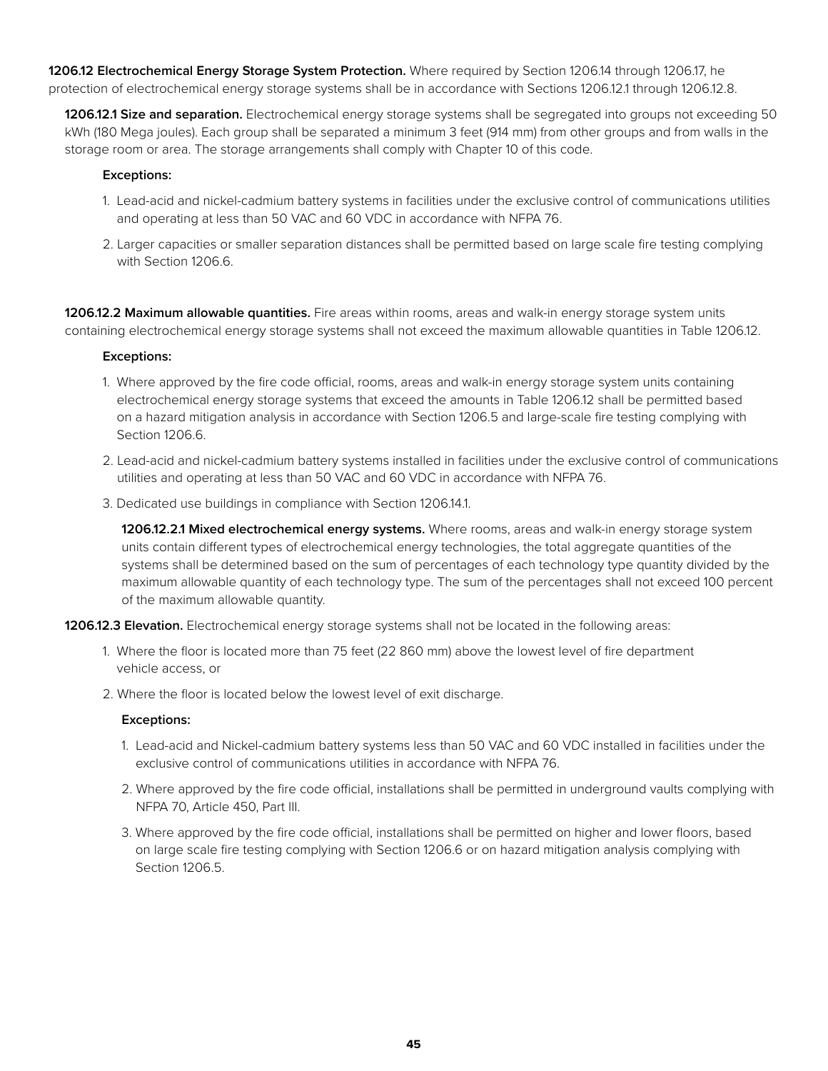**1206.12 Electrochemical Energy Storage System Protection.** Where required by Section 1206.14 through 1206.17, he protection of electrochemical energy storage systems shall be in accordance with Sections 1206.12.1 through 1206.12.8.

**1206.12.1 Size and separation.** Electrochemical energy storage systems shall be segregated into groups not exceeding 50 kWh (180 Mega joules). Each group shall be separated a minimum 3 feet (914 mm) from other groups and from walls in the storage room or area. The storage arrangements shall comply with Chapter 10 of this code.

**Exceptions:**

1. Lead-acid and nickel-cadmium battery systems in facilities under the exclusive control of communications utilities and operating at less than 50 VAC and 60 VDC in accordance with NFPA 76.
2. Larger capacities or smaller separation distances shall be permitted based on large scale fire testing complying with Section 1206.6.

**1206.12.2 Maximum allowable quantities.** Fire areas within rooms, areas and walk-in energy storage system units containing electrochemical energy storage systems shall not exceed the maximum allowable quantities in Table 1206.12.

**Exceptions:**

1. Where approved by the fire code official, rooms, areas and walk-in energy storage system units containing electrochemical energy storage systems that exceed the amounts in Table 1206.12 shall be permitted based on a hazard mitigation analysis in accordance with Section 1206.5 and large-scale fire testing complying with Section 1206.6.
2. Lead-acid and nickel-cadmium battery systems installed in facilities under the exclusive control of communications utilities and operating at less than 50 VAC and 60 VDC in accordance with NFPA 76.
3. Dedicated use buildings in compliance with Section 1206.14.1.

**1206.12.2.1 Mixed electrochemical energy systems.** Where rooms, areas and walk-in energy storage system units contain different types of electrochemical energy technologies, the total aggregate quantities of the systems shall be determined based on the sum of percentages of each technology type quantity divided by the maximum allowable quantity of each technology type. The sum of the percentages shall not exceed 100 percent of the maximum allowable quantity.

**1206.12.3 Elevation.** Electrochemical energy storage systems shall not be located in the following areas:

1. Where the floor is located more than 75 feet (22 860 mm) above the lowest level of fire department vehicle access, or
2. Where the floor is located below the lowest level of exit discharge.

**Exceptions:**

1. Lead-acid and Nickel-cadmium battery systems less than 50 VAC and 60 VDC installed in facilities under the exclusive control of communications utilities in accordance with NFPA 76.
2. Where approved by the fire code official, installations shall be permitted in underground vaults complying with NFPA 70, Article 450, Part III.
3. Where approved by the fire code official, installations shall be permitted on higher and lower floors, based on large scale fire testing complying with Section 1206.6 or on hazard mitigation analysis complying with Section 1206.5.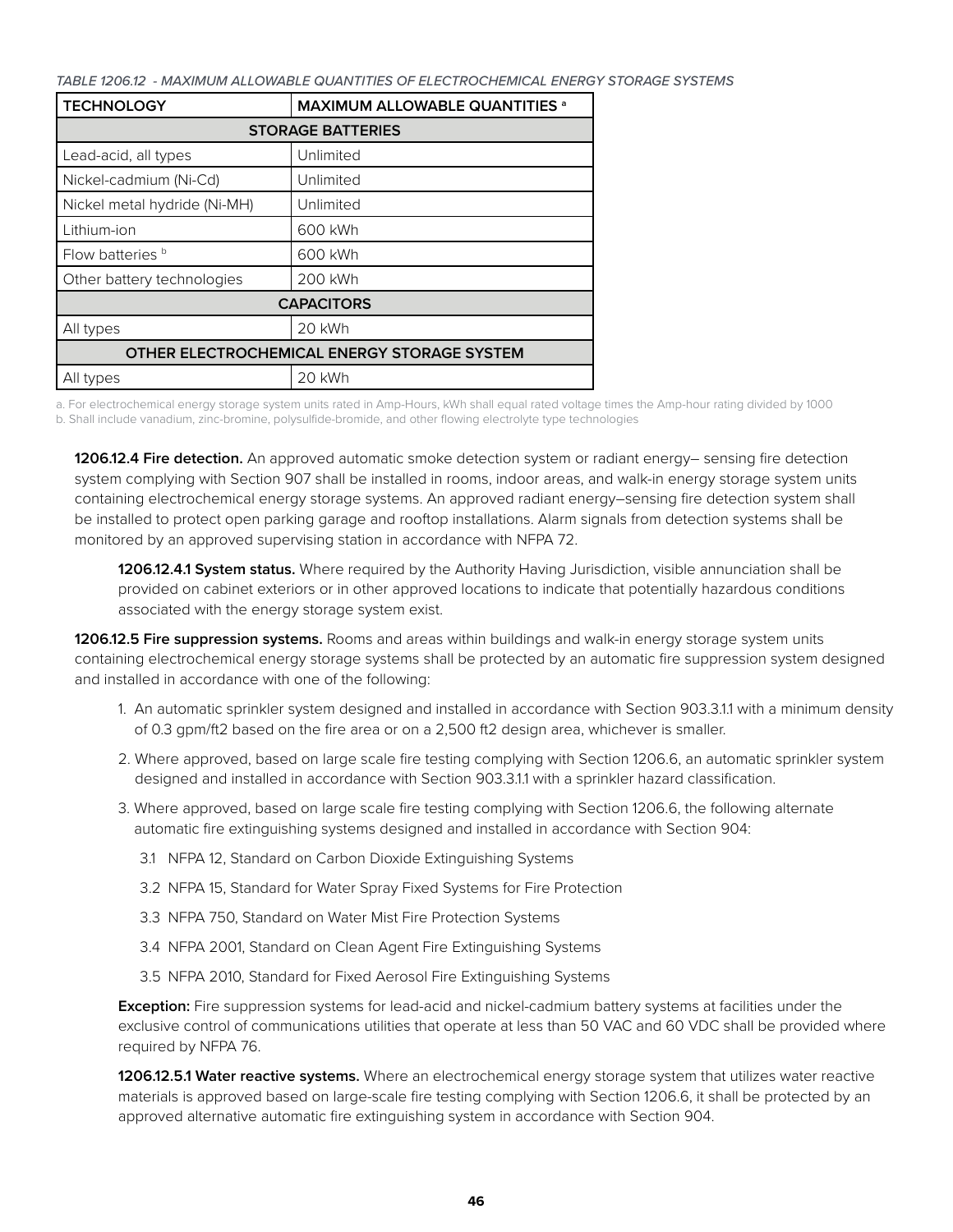*TABLE 1206.12 - MAXIMUM ALLOWABLE QUANTITIES OF ELECTROCHEMICAL ENERGY STORAGE SYSTEMS*

| TECHNOLOGY | MAXIMUM ALLOWABLE QUANTITIES [a] |
|---|---|
| **STORAGE BATTERIES** | |
| Lead-acid, all types | Unlimited |
| Nickel-cadmium (Ni-Cd) | Unlimited |
| Nickel metal hydride (Ni-MH) | Unlimited |
| Lithium-ion | 600 kWh |
| Flow batteries [b] | 600 kWh |
| Other battery technologies | 200 kWh |
| **CAPACITORS** | |
| All types | 20 kWh |
| **OTHER ELECTROCHEMICAL ENERGY STORAGE SYSTEM** | |
| All types | 20 kWh |

a. For electrochemical energy storage system units rated in Amp-Hours, kWh shall equal rated voltage times the Amp-hour rating divided by 1000
b. Shall include vanadium, zinc-bromine, polysulfide-bromide, and other flowing electrolyte type technologies

**1206.12.4 Fire detection.** An approved automatic smoke detection system or radiant energy– sensing fire detection system complying with Section 907 shall be installed in rooms, indoor areas, and walk-in energy storage system units containing electrochemical energy storage systems. An approved radiant energy–sensing fire detection system shall be installed to protect open parking garage and rooftop installations. Alarm signals from detection systems shall be monitored by an approved supervising station in accordance with NFPA 72.

**1206.12.4.1 System status.** Where required by the Authority Having Jurisdiction, visible annunciation shall be provided on cabinet exteriors or in other approved locations to indicate that potentially hazardous conditions associated with the energy storage system exist.

**1206.12.5 Fire suppression systems.** Rooms and areas within buildings and walk-in energy storage system units containing electrochemical energy storage systems shall be protected by an automatic fire suppression system designed and installed in accordance with one of the following:

1. An automatic sprinkler system designed and installed in accordance with Section 903.3.1.1 with a minimum density of 0.3 gpm/ft2 based on the fire area or on a 2,500 ft2 design area, whichever is smaller.
2. Where approved, based on large scale fire testing complying with Section 1206.6, an automatic sprinkler system designed and installed in accordance with Section 903.3.1.1 with a sprinkler hazard classification.
3. Where approved, based on large scale fire testing complying with Section 1206.6, the following alternate automatic fire extinguishing systems designed and installed in accordance with Section 904:
   - 3.1 NFPA 12, Standard on Carbon Dioxide Extinguishing Systems
   - 3.2 NFPA 15, Standard for Water Spray Fixed Systems for Fire Protection
   - 3.3 NFPA 750, Standard on Water Mist Fire Protection Systems
   - 3.4 NFPA 2001, Standard on Clean Agent Fire Extinguishing Systems
   - 3.5 NFPA 2010, Standard for Fixed Aerosol Fire Extinguishing Systems

**Exception:** Fire suppression systems for lead-acid and nickel-cadmium battery systems at facilities under the exclusive control of communications utilities that operate at less than 50 VAC and 60 VDC shall be provided where required by NFPA 76.

**1206.12.5.1 Water reactive systems.** Where an electrochemical energy storage system that utilizes water reactive materials is approved based on large-scale fire testing complying with Section 1206.6, it shall be protected by an approved alternative automatic fire extinguishing system in accordance with Section 904.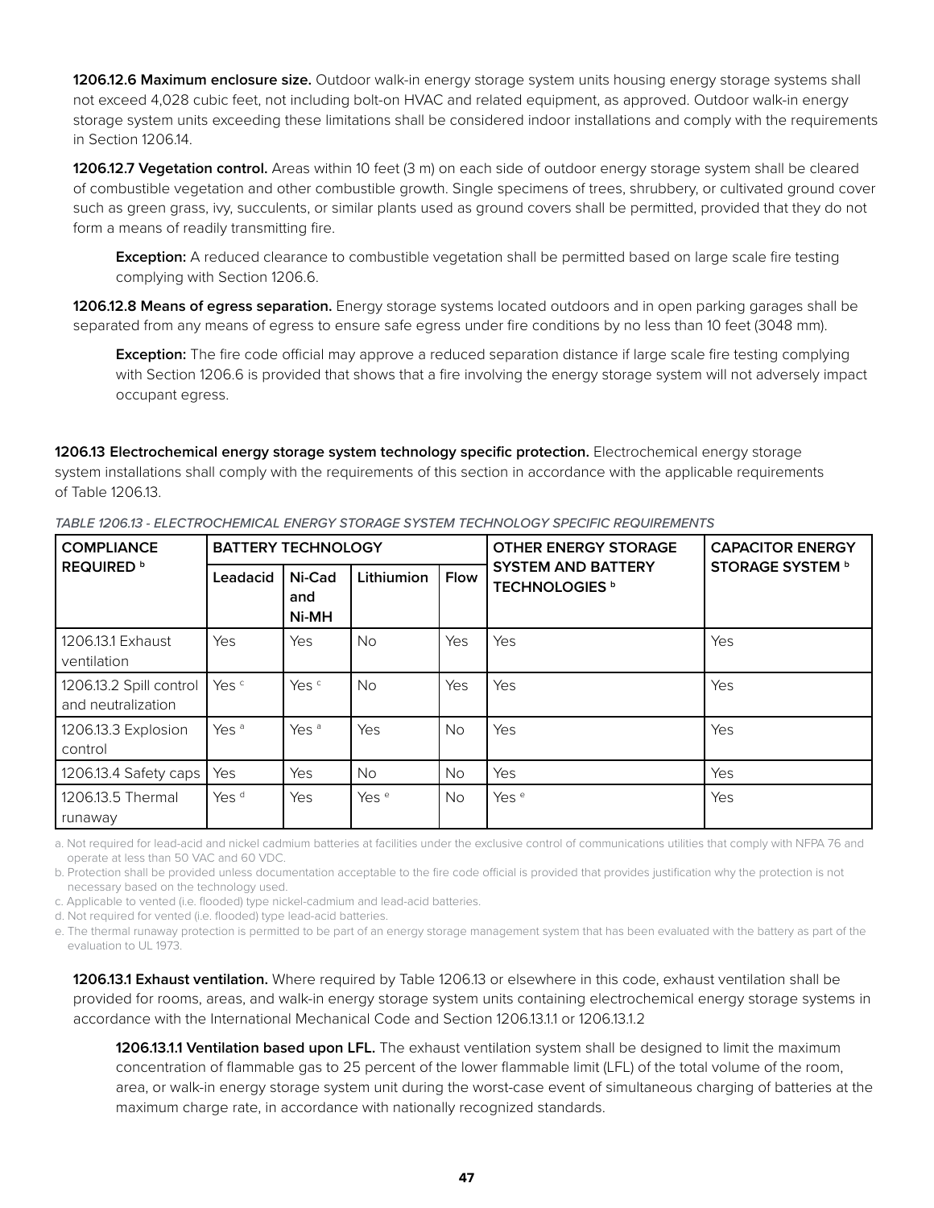**1206.12.6 Maximum enclosure size.** Outdoor walk-in energy storage system units housing energy storage systems shall not exceed 4,028 cubic feet, not including bolt-on HVAC and related equipment, as approved. Outdoor walk-in energy storage system units exceeding these limitations shall be considered indoor installations and comply with the requirements in Section 1206.14.

**1206.12.7 Vegetation control.** Areas within 10 feet (3 m) on each side of outdoor energy storage system shall be cleared of combustible vegetation and other combustible growth. Single specimens of trees, shrubbery, or cultivated ground cover such as green grass, ivy, succulents, or similar plants used as ground covers shall be permitted, provided that they do not form a means of readily transmitting fire.

> **Exception:** A reduced clearance to combustible vegetation shall be permitted based on large scale fire testing complying with Section 1206.6.

**1206.12.8 Means of egress separation.** Energy storage systems located outdoors and in open parking garages shall be separated from any means of egress to ensure safe egress under fire conditions by no less than 10 feet (3048 mm).

> **Exception:** The fire code official may approve a reduced separation distance if large scale fire testing complying with Section 1206.6 is provided that shows that a fire involving the energy storage system will not adversely impact occupant egress.

**1206.13 Electrochemical energy storage system technology specific protection.** Electrochemical energy storage system installations shall comply with the requirements of this section in accordance with the applicable requirements of Table 1206.13.

*TABLE 1206.13 - ELECTROCHEMICAL ENERGY STORAGE SYSTEM TECHNOLOGY SPECIFIC REQUIREMENTS*

| COMPLIANCE REQUIRED [b] | BATTERY TECHNOLOGY | | | | OTHER ENERGY STORAGE SYSTEM AND BATTERY TECHNOLOGIES [b] | CAPACITOR ENERGY STORAGE SYSTEM [b] |
|---|---|---|---|---|---|---|
| | Leadacid | Ni-Cad and Ni-MH | Lithiumion | Flow | | |
| 1206.13.1 Exhaust ventilation | Yes | Yes | No | Yes | Yes | Yes |
| 1206.13.2 Spill control and neutralization | Yes [c] | Yes [c] | No | Yes | Yes | Yes |
| 1206.13.3 Explosion control | Yes [a] | Yes [a] | Yes | No | Yes | Yes |
| 1206.13.4 Safety caps | Yes | Yes | No | No | Yes | Yes |
| 1206.13.5 Thermal runaway | Yes [d] | Yes | Yes [e] | No | Yes [e] | Yes |

a. Not required for lead-acid and nickel cadmium batteries at facilities under the exclusive control of communications utilities that comply with NFPA 76 and operate at less than 50 VAC and 60 VDC.

b. Protection shall be provided unless documentation acceptable to the fire code official is provided that provides justification why the protection is not necessary based on the technology used.

c. Applicable to vented (i.e. flooded) type nickel-cadmium and lead-acid batteries.

d. Not required for vented (i.e. flooded) type lead-acid batteries.

e. The thermal runaway protection is permitted to be part of an energy storage management system that has been evaluated with the battery as part of the evaluation to UL 1973.

**1206.13.1 Exhaust ventilation.** Where required by Table 1206.13 or elsewhere in this code, exhaust ventilation shall be provided for rooms, areas, and walk-in energy storage system units containing electrochemical energy storage systems in accordance with the International Mechanical Code and Section 1206.13.1.1 or 1206.13.1.2

**1206.13.1.1 Ventilation based upon LFL.** The exhaust ventilation system shall be designed to limit the maximum concentration of flammable gas to 25 percent of the lower flammable limit (LFL) of the total volume of the room, area, or walk-in energy storage system unit during the worst-case event of simultaneous charging of batteries at the maximum charge rate, in accordance with nationally recognized standards.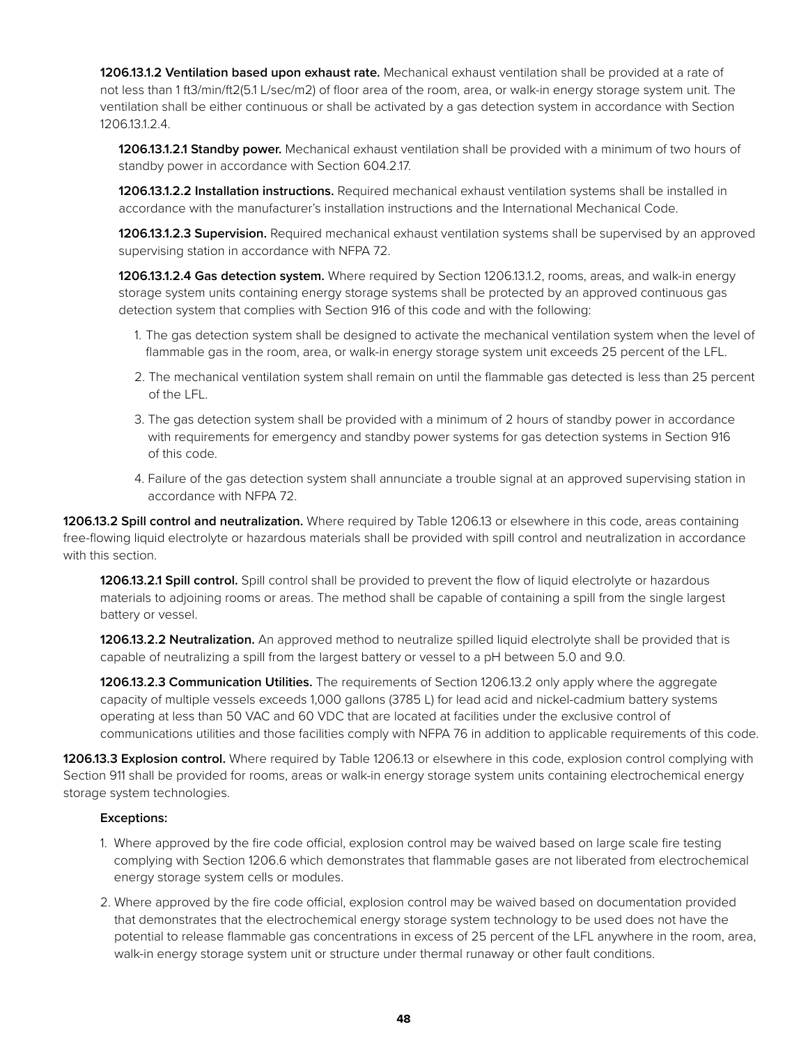**1206.13.1.2 Ventilation based upon exhaust rate.** Mechanical exhaust ventilation shall be provided at a rate of not less than 1 ft3/min/ft2(5.1 L/sec/m2) of floor area of the room, area, or walk-in energy storage system unit. The ventilation shall be either continuous or shall be activated by a gas detection system in accordance with Section 1206.13.1.2.4.

**1206.13.1.2.1 Standby power.** Mechanical exhaust ventilation shall be provided with a minimum of two hours of standby power in accordance with Section 604.2.17.

**1206.13.1.2.2 Installation instructions.** Required mechanical exhaust ventilation systems shall be installed in accordance with the manufacturer's installation instructions and the International Mechanical Code.

**1206.13.1.2.3 Supervision.** Required mechanical exhaust ventilation systems shall be supervised by an approved supervising station in accordance with NFPA 72.

**1206.13.1.2.4 Gas detection system.** Where required by Section 1206.13.1.2, rooms, areas, and walk-in energy storage system units containing energy storage systems shall be protected by an approved continuous gas detection system that complies with Section 916 of this code and with the following:

1. The gas detection system shall be designed to activate the mechanical ventilation system when the level of flammable gas in the room, area, or walk-in energy storage system unit exceeds 25 percent of the LFL.
2. The mechanical ventilation system shall remain on until the flammable gas detected is less than 25 percent of the LFL.
3. The gas detection system shall be provided with a minimum of 2 hours of standby power in accordance with requirements for emergency and standby power systems for gas detection systems in Section 916 of this code.
4. Failure of the gas detection system shall annunciate a trouble signal at an approved supervising station in accordance with NFPA 72.

**1206.13.2 Spill control and neutralization.** Where required by Table 1206.13 or elsewhere in this code, areas containing free-flowing liquid electrolyte or hazardous materials shall be provided with spill control and neutralization in accordance with this section.

**1206.13.2.1 Spill control.** Spill control shall be provided to prevent the flow of liquid electrolyte or hazardous materials to adjoining rooms or areas. The method shall be capable of containing a spill from the single largest battery or vessel.

**1206.13.2.2 Neutralization.** An approved method to neutralize spilled liquid electrolyte shall be provided that is capable of neutralizing a spill from the largest battery or vessel to a pH between 5.0 and 9.0.

**1206.13.2.3 Communication Utilities.** The requirements of Section 1206.13.2 only apply where the aggregate capacity of multiple vessels exceeds 1,000 gallons (3785 L) for lead acid and nickel-cadmium battery systems operating at less than 50 VAC and 60 VDC that are located at facilities under the exclusive control of communications utilities and those facilities comply with NFPA 76 in addition to applicable requirements of this code.

**1206.13.3 Explosion control.** Where required by Table 1206.13 or elsewhere in this code, explosion control complying with Section 911 shall be provided for rooms, areas or walk-in energy storage system units containing electrochemical energy storage system technologies.

**Exceptions:**

1. Where approved by the fire code official, explosion control may be waived based on large scale fire testing complying with Section 1206.6 which demonstrates that flammable gases are not liberated from electrochemical energy storage system cells or modules.
2. Where approved by the fire code official, explosion control may be waived based on documentation provided that demonstrates that the electrochemical energy storage system technology to be used does not have the potential to release flammable gas concentrations in excess of 25 percent of the LFL anywhere in the room, area, walk-in energy storage system unit or structure under thermal runaway or other fault conditions.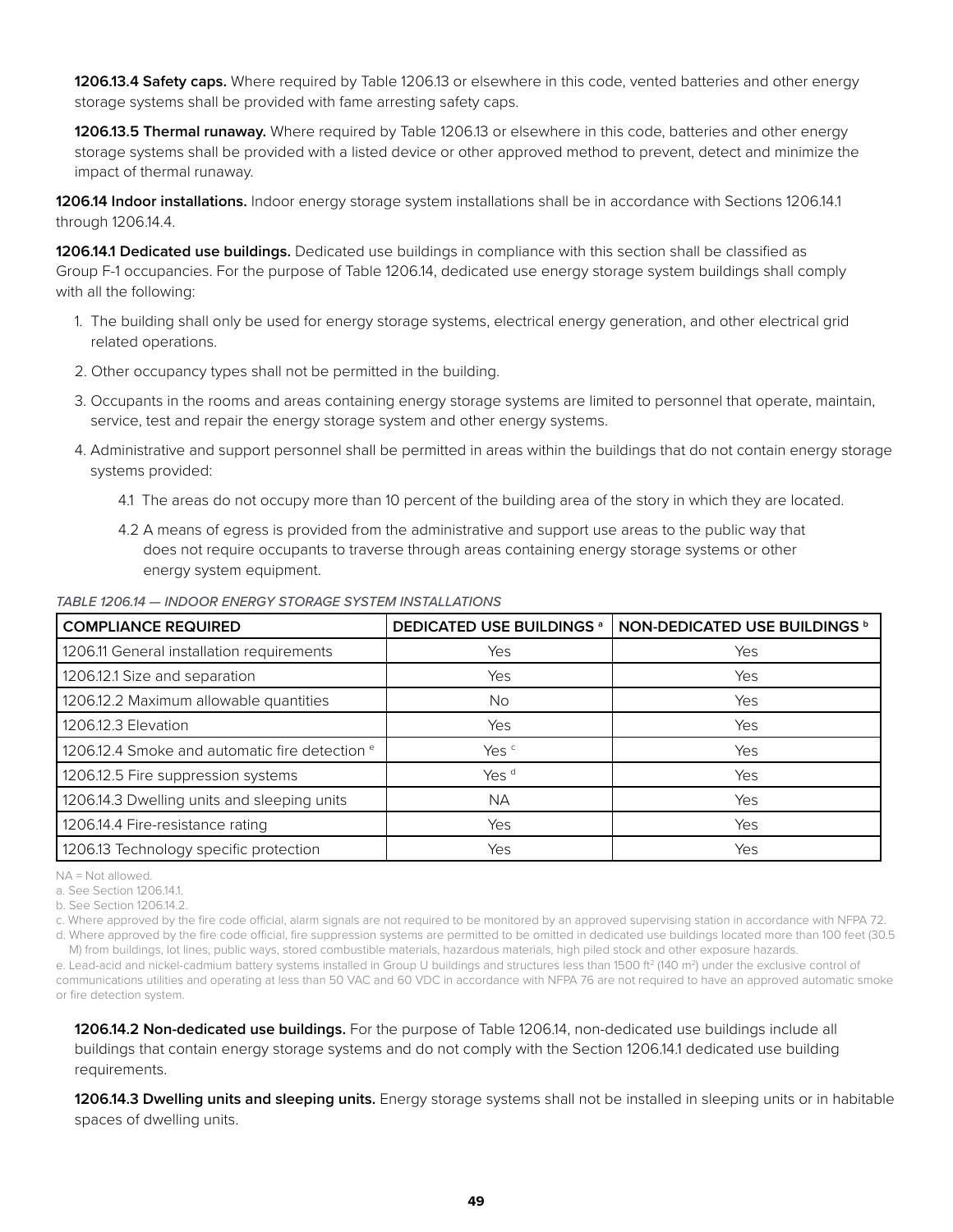**1206.13.4 Safety caps.** Where required by Table 1206.13 or elsewhere in this code, vented batteries and other energy storage systems shall be provided with fame arresting safety caps.

**1206.13.5 Thermal runaway.** Where required by Table 1206.13 or elsewhere in this code, batteries and other energy storage systems shall be provided with a listed device or other approved method to prevent, detect and minimize the impact of thermal runaway.

**1206.14 Indoor installations.** Indoor energy storage system installations shall be in accordance with Sections 1206.14.1 through 1206.14.4.

**1206.14.1 Dedicated use buildings.** Dedicated use buildings in compliance with this section shall be classified as Group F-1 occupancies. For the purpose of Table 1206.14, dedicated use energy storage system buildings shall comply with all the following:

1. The building shall only be used for energy storage systems, electrical energy generation, and other electrical grid related operations.
2. Other occupancy types shall not be permitted in the building.
3. Occupants in the rooms and areas containing energy storage systems are limited to personnel that operate, maintain, service, test and repair the energy storage system and other energy systems.
4. Administrative and support personnel shall be permitted in areas within the buildings that do not contain energy storage systems provided:
   - 4.1 The areas do not occupy more than 10 percent of the building area of the story in which they are located.
   - 4.2 A means of egress is provided from the administrative and support use areas to the public way that does not require occupants to traverse through areas containing energy storage systems or other energy system equipment.

*TABLE 1206.14 — INDOOR ENERGY STORAGE SYSTEM INSTALLATIONS*

| COMPLIANCE REQUIRED | DEDICATED USE BUILDINGS [a] | NON-DEDICATED USE BUILDINGS [b] |
|---|---|---|
| 1206.11 General installation requirements | Yes | Yes |
| 1206.12.1 Size and separation | Yes | Yes |
| 1206.12.2 Maximum allowable quantities | No | Yes |
| 1206.12.3 Elevation | Yes | Yes |
| 1206.12.4 Smoke and automatic fire detection [e] | Yes [c] | Yes |
| 1206.12.5 Fire suppression systems | Yes [d] | Yes |
| 1206.14.3 Dwelling units and sleeping units | NA | Yes |
| 1206.14.4 Fire-resistance rating | Yes | Yes |
| 1206.13 Technology specific protection | Yes | Yes |

NA = Not allowed.

a. See Section 1206.14.1.

b. See Section 1206.14.2.

c. Where approved by the fire code official, alarm signals are not required to be monitored by an approved supervising station in accordance with NFPA 72.

d. Where approved by the fire code official, fire suppression systems are permitted to be omitted in dedicated use buildings located more than 100 feet (30.5 M) from buildings, lot lines, public ways, stored combustible materials, hazardous materials, high piled stock and other exposure hazards.

e. Lead-acid and nickel-cadmium battery systems installed in Group U buildings and structures less than 1500 ft² (140 m²) under the exclusive control of communications utilities and operating at less than 50 VAC and 60 VDC in accordance with NFPA 76 are not required to have an approved automatic smoke or fire detection system.

**1206.14.2 Non-dedicated use buildings.** For the purpose of Table 1206.14, non-dedicated use buildings include all buildings that contain energy storage systems and do not comply with the Section 1206.14.1 dedicated use building requirements.

**1206.14.3 Dwelling units and sleeping units.** Energy storage systems shall not be installed in sleeping units or in habitable spaces of dwelling units.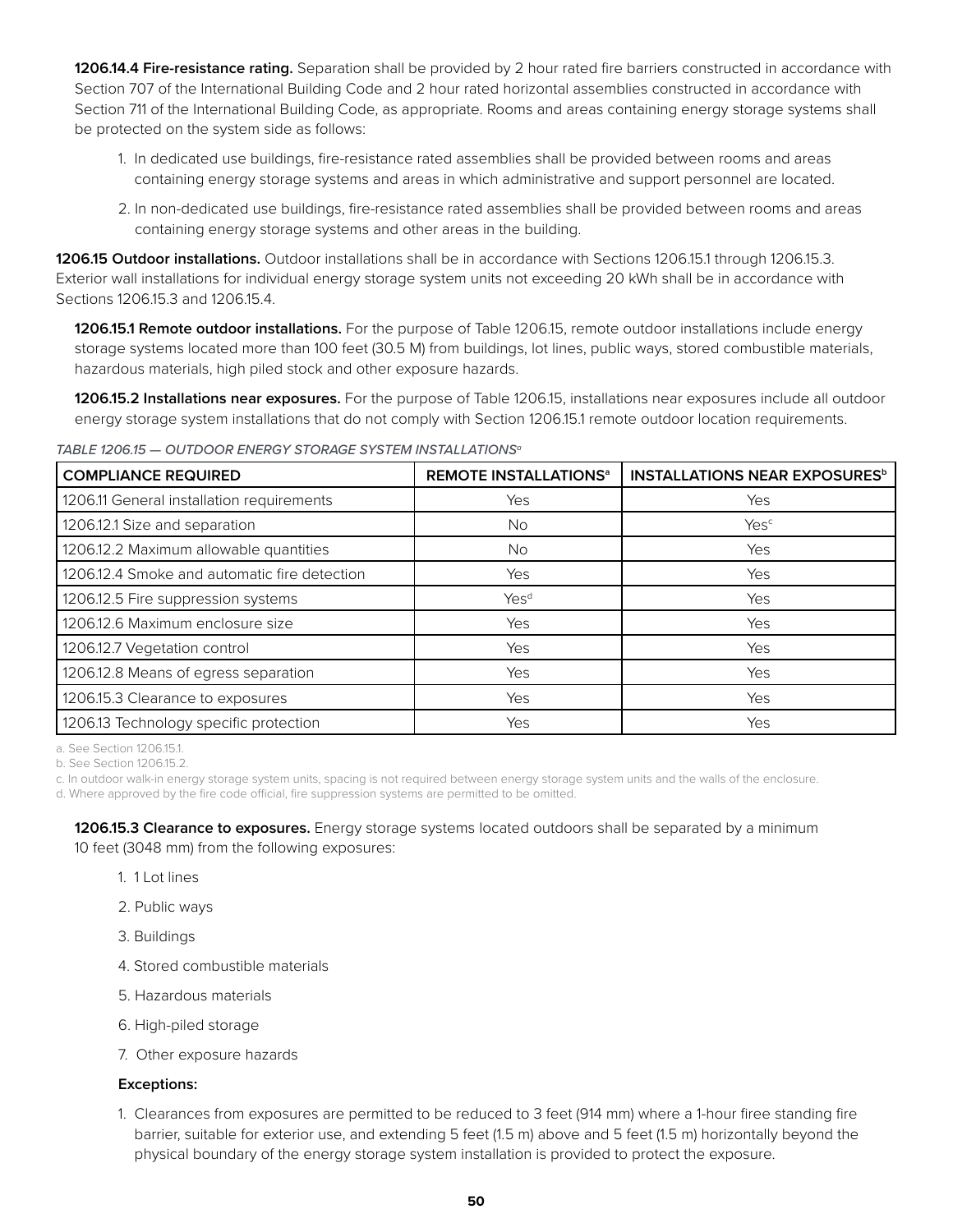**1206.14.4 Fire-resistance rating.** Separation shall be provided by 2 hour rated fire barriers constructed in accordance with Section 707 of the International Building Code and 2 hour rated horizontal assemblies constructed in accordance with Section 711 of the International Building Code, as appropriate. Rooms and areas containing energy storage systems shall be protected on the system side as follows:

1. In dedicated use buildings, fire-resistance rated assemblies shall be provided between rooms and areas containing energy storage systems and areas in which administrative and support personnel are located.
2. In non-dedicated use buildings, fire-resistance rated assemblies shall be provided between rooms and areas containing energy storage systems and other areas in the building.

**1206.15 Outdoor installations.** Outdoor installations shall be in accordance with Sections 1206.15.1 through 1206.15.3. Exterior wall installations for individual energy storage system units not exceeding 20 kWh shall be in accordance with Sections 1206.15.3 and 1206.15.4.

**1206.15.1 Remote outdoor installations.** For the purpose of Table 1206.15, remote outdoor installations include energy storage systems located more than 100 feet (30.5 M) from buildings, lot lines, public ways, stored combustible materials, hazardous materials, high piled stock and other exposure hazards.

**1206.15.2 Installations near exposures.** For the purpose of Table 1206.15, installations near exposures include all outdoor energy storage system installations that do not comply with Section 1206.15.1 remote outdoor location requirements.

*TABLE 1206.15 — OUTDOOR ENERGY STORAGE SYSTEM INSTALLATIONS[a]*

| COMPLIANCE REQUIRED | REMOTE INSTALLATIONS[a] | INSTALLATIONS NEAR EXPOSURES[b] |
|---|---|---|
| 1206.11 General installation requirements | Yes | Yes |
| 1206.12.1 Size and separation | No | Yes[c] |
| 1206.12.2 Maximum allowable quantities | No | Yes |
| 1206.12.4 Smoke and automatic fire detection | Yes | Yes |
| 1206.12.5 Fire suppression systems | Yes[d] | Yes |
| 1206.12.6 Maximum enclosure size | Yes | Yes |
| 1206.12.7 Vegetation control | Yes | Yes |
| 1206.12.8 Means of egress separation | Yes | Yes |
| 1206.15.3 Clearance to exposures | Yes | Yes |
| 1206.13 Technology specific protection | Yes | Yes |

a. See Section 1206.15.1.

b. See Section 1206.15.2.

c. In outdoor walk-in energy storage system units, spacing is not required between energy storage system units and the walls of the enclosure.

d. Where approved by the fire code official, fire suppression systems are permitted to be omitted.

**1206.15.3 Clearance to exposures.** Energy storage systems located outdoors shall be separated by a minimum 10 feet (3048 mm) from the following exposures:

1. 1 Lot lines
2. Public ways
3. Buildings
4. Stored combustible materials
5. Hazardous materials
6. High-piled storage
7. Other exposure hazards

**Exceptions:**

1. Clearances from exposures are permitted to be reduced to 3 feet (914 mm) where a 1-hour firee standing fire barrier, suitable for exterior use, and extending 5 feet (1.5 m) above and 5 feet (1.5 m) horizontally beyond the physical boundary of the energy storage system installation is provided to protect the exposure.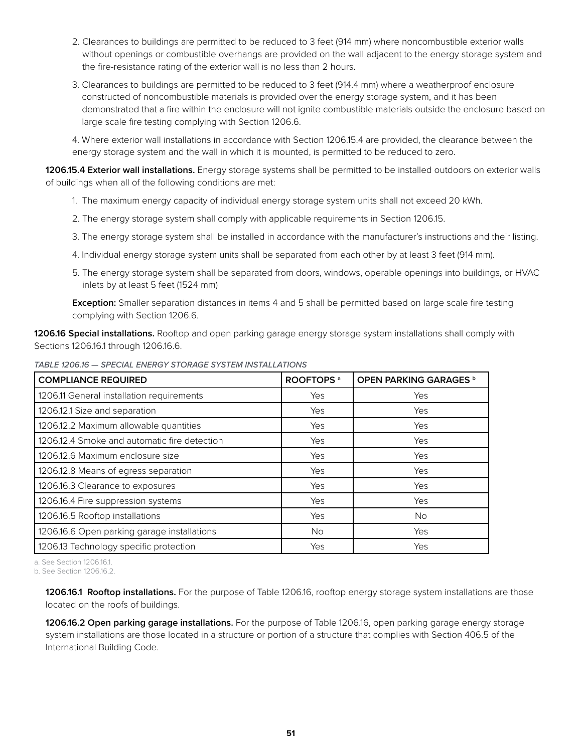2. Clearances to buildings are permitted to be reduced to 3 feet (914 mm) where noncombustible exterior walls without openings or combustible overhangs are provided on the wall adjacent to the energy storage system and the fire-resistance rating of the exterior wall is no less than 2 hours.

3. Clearances to buildings are permitted to be reduced to 3 feet (914.4 mm) where a weatherproof enclosure constructed of noncombustible materials is provided over the energy storage system, and it has been demonstrated that a fire within the enclosure will not ignite combustible materials outside the enclosure based on large scale fire testing complying with Section 1206.6.

4. Where exterior wall installations in accordance with Section 1206.15.4 are provided, the clearance between the energy storage system and the wall in which it is mounted, is permitted to be reduced to zero.

**1206.15.4 Exterior wall installations.** Energy storage systems shall be permitted to be installed outdoors on exterior walls of buildings when all of the following conditions are met:

1. The maximum energy capacity of individual energy storage system units shall not exceed 20 kWh.
2. The energy storage system shall comply with applicable requirements in Section 1206.15.
3. The energy storage system shall be installed in accordance with the manufacturer's instructions and their listing.
4. Individual energy storage system units shall be separated from each other by at least 3 feet (914 mm).
5. The energy storage system shall be separated from doors, windows, operable openings into buildings, or HVAC inlets by at least 5 feet (1524 mm)

**Exception:** Smaller separation distances in items 4 and 5 shall be permitted based on large scale fire testing complying with Section 1206.6.

**1206.16 Special installations.** Rooftop and open parking garage energy storage system installations shall comply with Sections 1206.16.1 through 1206.16.6.

*TABLE 1206.16 — SPECIAL ENERGY STORAGE SYSTEM INSTALLATIONS*

| COMPLIANCE REQUIRED | ROOFTOPS [a] | OPEN PARKING GARAGES [b] |
|---|---|---|
| 1206.11 General installation requirements | Yes | Yes |
| 1206.12.1 Size and separation | Yes | Yes |
| 1206.12.2 Maximum allowable quantities | Yes | Yes |
| 1206.12.4 Smoke and automatic fire detection | Yes | Yes |
| 1206.12.6 Maximum enclosure size | Yes | Yes |
| 1206.12.8 Means of egress separation | Yes | Yes |
| 1206.16.3 Clearance to exposures | Yes | Yes |
| 1206.16.4 Fire suppression systems | Yes | Yes |
| 1206.16.5 Rooftop installations | Yes | No |
| 1206.16.6 Open parking garage installations | No | Yes |
| 1206.13 Technology specific protection | Yes | Yes |

a. See Section 1206.16.1.
b. See Section 1206.16.2.

**1206.16.1 Rooftop installations.** For the purpose of Table 1206.16, rooftop energy storage system installations are those located on the roofs of buildings.

**1206.16.2 Open parking garage installations.** For the purpose of Table 1206.16, open parking garage energy storage system installations are those located in a structure or portion of a structure that complies with Section 406.5 of the International Building Code.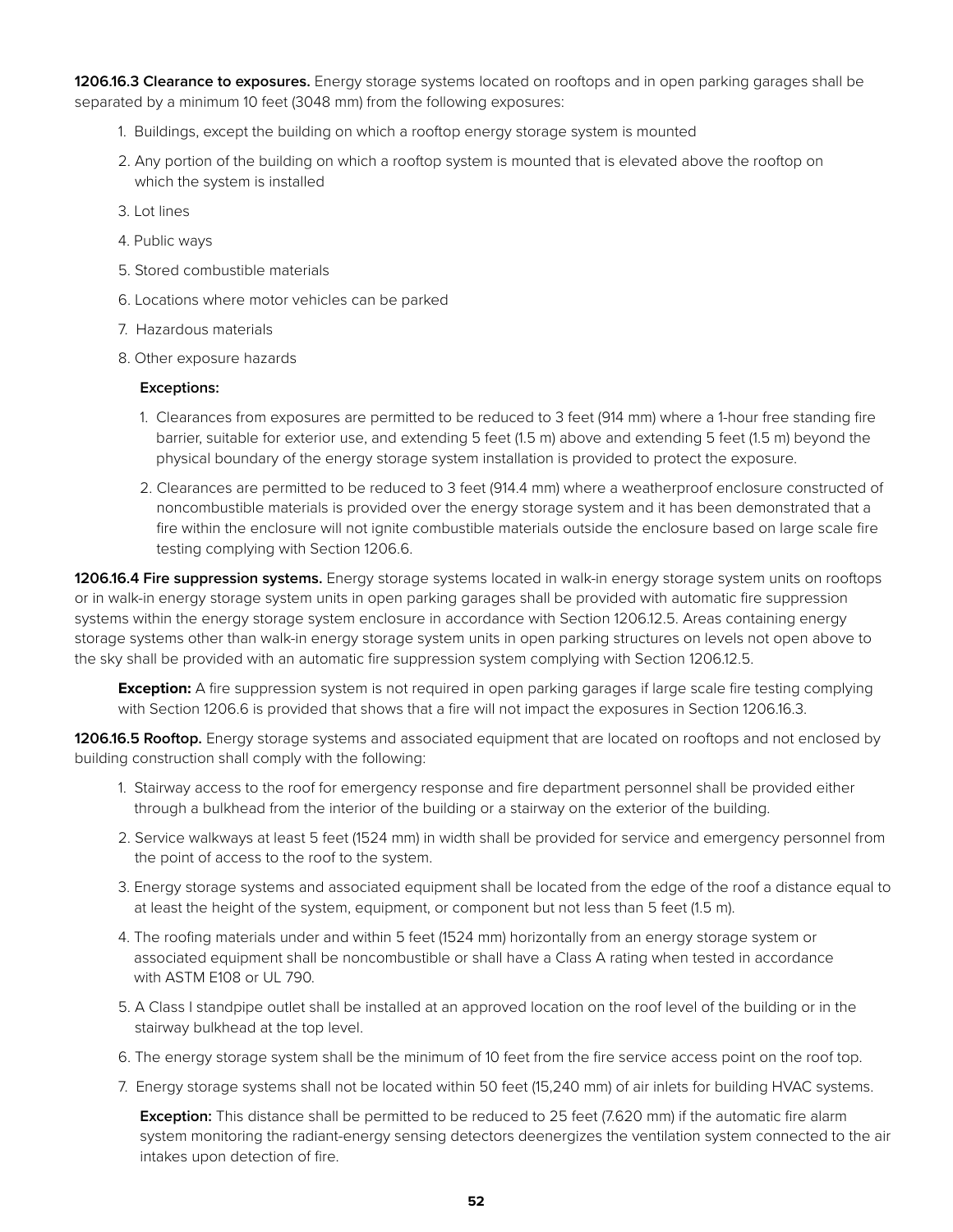**1206.16.3 Clearance to exposures.** Energy storage systems located on rooftops and in open parking garages shall be separated by a minimum 10 feet (3048 mm) from the following exposures:

1. Buildings, except the building on which a rooftop energy storage system is mounted
2. Any portion of the building on which a rooftop system is mounted that is elevated above the rooftop on which the system is installed
3. Lot lines
4. Public ways
5. Stored combustible materials
6. Locations where motor vehicles can be parked
7. Hazardous materials
8. Other exposure hazards

**Exceptions:**

1. Clearances from exposures are permitted to be reduced to 3 feet (914 mm) where a 1-hour free standing fire barrier, suitable for exterior use, and extending 5 feet (1.5 m) above and extending 5 feet (1.5 m) beyond the physical boundary of the energy storage system installation is provided to protect the exposure.
2. Clearances are permitted to be reduced to 3 feet (914.4 mm) where a weatherproof enclosure constructed of noncombustible materials is provided over the energy storage system and it has been demonstrated that a fire within the enclosure will not ignite combustible materials outside the enclosure based on large scale fire testing complying with Section 1206.6.

**1206.16.4 Fire suppression systems.** Energy storage systems located in walk-in energy storage system units on rooftops or in walk-in energy storage system units in open parking garages shall be provided with automatic fire suppression systems within the energy storage system enclosure in accordance with Section 1206.12.5. Areas containing energy storage systems other than walk-in energy storage system units in open parking structures on levels not open above to the sky shall be provided with an automatic fire suppression system complying with Section 1206.12.5.

**Exception:** A fire suppression system is not required in open parking garages if large scale fire testing complying with Section 1206.6 is provided that shows that a fire will not impact the exposures in Section 1206.16.3.

**1206.16.5 Rooftop.** Energy storage systems and associated equipment that are located on rooftops and not enclosed by building construction shall comply with the following:

1. Stairway access to the roof for emergency response and fire department personnel shall be provided either through a bulkhead from the interior of the building or a stairway on the exterior of the building.
2. Service walkways at least 5 feet (1524 mm) in width shall be provided for service and emergency personnel from the point of access to the roof to the system.
3. Energy storage systems and associated equipment shall be located from the edge of the roof a distance equal to at least the height of the system, equipment, or component but not less than 5 feet (1.5 m).
4. The roofing materials under and within 5 feet (1524 mm) horizontally from an energy storage system or associated equipment shall be noncombustible or shall have a Class A rating when tested in accordance with ASTM E108 or UL 790.
5. A Class I standpipe outlet shall be installed at an approved location on the roof level of the building or in the stairway bulkhead at the top level.
6. The energy storage system shall be the minimum of 10 feet from the fire service access point on the roof top.
7. Energy storage systems shall not be located within 50 feet (15,240 mm) of air inlets for building HVAC systems.

   **Exception:** This distance shall be permitted to be reduced to 25 feet (7.620 mm) if the automatic fire alarm system monitoring the radiant-energy sensing detectors deenergizes the ventilation system connected to the air intakes upon detection of fire.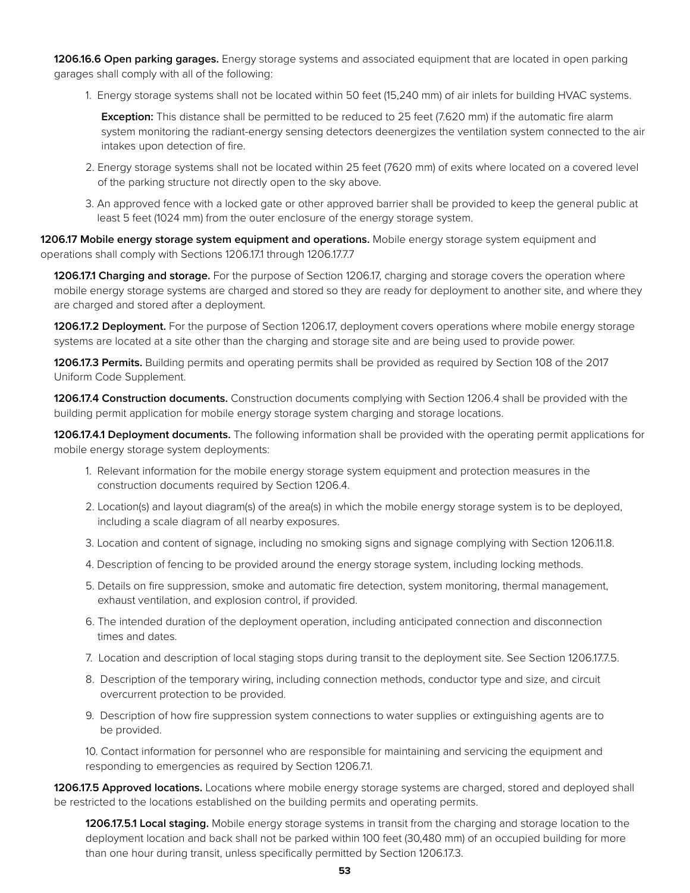**1206.16.6 Open parking garages.** Energy storage systems and associated equipment that are located in open parking garages shall comply with all of the following:

1. Energy storage systems shall not be located within 50 feet (15,240 mm) of air inlets for building HVAC systems.

   **Exception:** This distance shall be permitted to be reduced to 25 feet (7.620 mm) if the automatic fire alarm system monitoring the radiant-energy sensing detectors deenergizes the ventilation system connected to the air intakes upon detection of fire.

2. Energy storage systems shall not be located within 25 feet (7620 mm) of exits where located on a covered level of the parking structure not directly open to the sky above.
3. An approved fence with a locked gate or other approved barrier shall be provided to keep the general public at least 5 feet (1024 mm) from the outer enclosure of the energy storage system.

**1206.17 Mobile energy storage system equipment and operations.** Mobile energy storage system equipment and operations shall comply with Sections 1206.17.1 through 1206.17.7.7

**1206.17.1 Charging and storage.** For the purpose of Section 1206.17, charging and storage covers the operation where mobile energy storage systems are charged and stored so they are ready for deployment to another site, and where they are charged and stored after a deployment.

**1206.17.2 Deployment.** For the purpose of Section 1206.17, deployment covers operations where mobile energy storage systems are located at a site other than the charging and storage site and are being used to provide power.

**1206.17.3 Permits.** Building permits and operating permits shall be provided as required by Section 108 of the 2017 Uniform Code Supplement.

**1206.17.4 Construction documents.** Construction documents complying with Section 1206.4 shall be provided with the building permit application for mobile energy storage system charging and storage locations.

**1206.17.4.1 Deployment documents.** The following information shall be provided with the operating permit applications for mobile energy storage system deployments:

1. Relevant information for the mobile energy storage system equipment and protection measures in the construction documents required by Section 1206.4.
2. Location(s) and layout diagram(s) of the area(s) in which the mobile energy storage system is to be deployed, including a scale diagram of all nearby exposures.
3. Location and content of signage, including no smoking signs and signage complying with Section 1206.11.8.
4. Description of fencing to be provided around the energy storage system, including locking methods.
5. Details on fire suppression, smoke and automatic fire detection, system monitoring, thermal management, exhaust ventilation, and explosion control, if provided.
6. The intended duration of the deployment operation, including anticipated connection and disconnection times and dates.
7. Location and description of local staging stops during transit to the deployment site. See Section 1206.17.7.5.
8. Description of the temporary wiring, including connection methods, conductor type and size, and circuit overcurrent protection to be provided.
9. Description of how fire suppression system connections to water supplies or extinguishing agents are to be provided.
10. Contact information for personnel who are responsible for maintaining and servicing the equipment and responding to emergencies as required by Section 1206.7.1.

**1206.17.5 Approved locations.** Locations where mobile energy storage systems are charged, stored and deployed shall be restricted to the locations established on the building permits and operating permits.

**1206.17.5.1 Local staging.** Mobile energy storage systems in transit from the charging and storage location to the deployment location and back shall not be parked within 100 feet (30,480 mm) of an occupied building for more than one hour during transit, unless specifically permitted by Section 1206.17.3.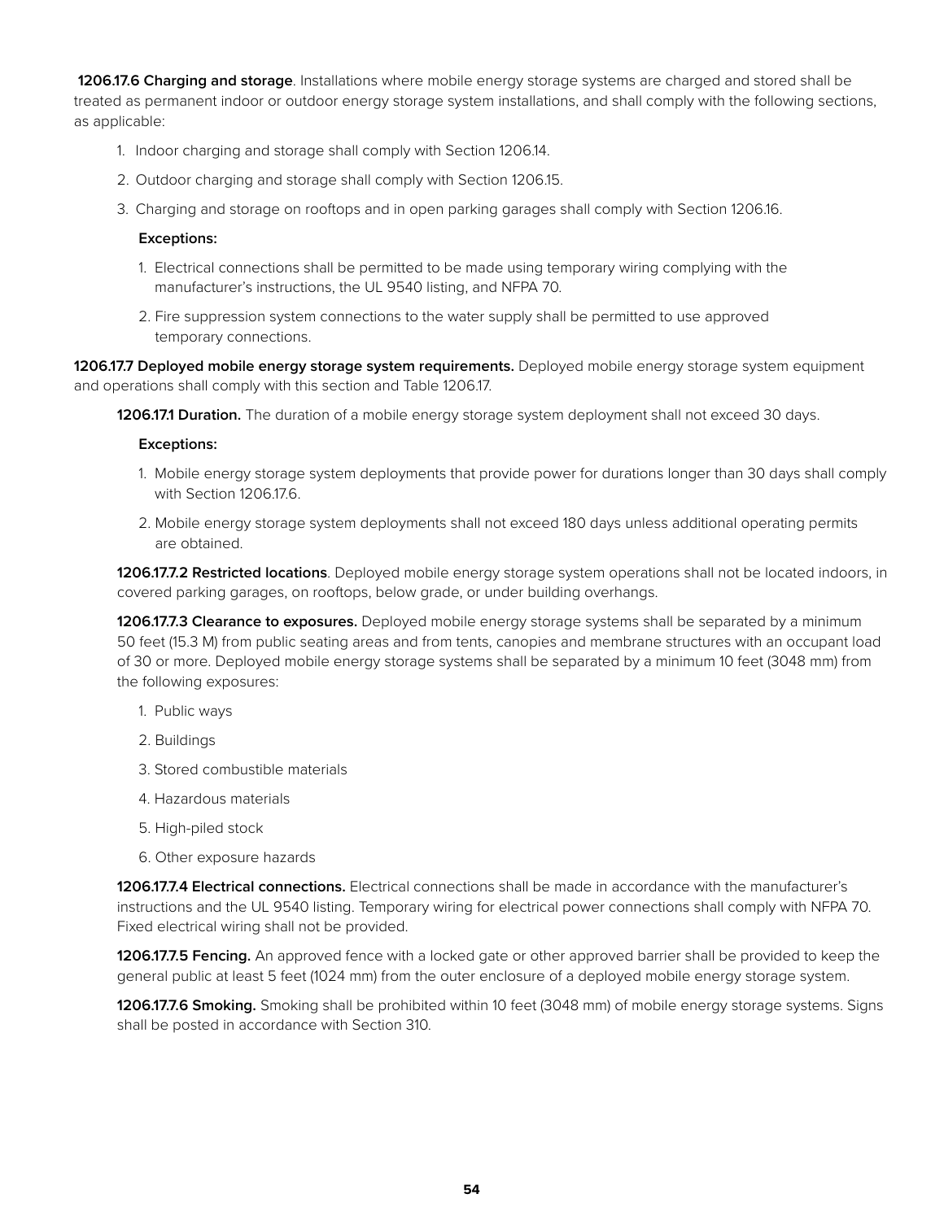**1206.17.6 Charging and storage**. Installations where mobile energy storage systems are charged and stored shall be treated as permanent indoor or outdoor energy storage system installations, and shall comply with the following sections, as applicable:

1. Indoor charging and storage shall comply with Section 1206.14.
2. Outdoor charging and storage shall comply with Section 1206.15.
3. Charging and storage on rooftops and in open parking garages shall comply with Section 1206.16.

**Exceptions:**

1. Electrical connections shall be permitted to be made using temporary wiring complying with the manufacturer's instructions, the UL 9540 listing, and NFPA 70.
2. Fire suppression system connections to the water supply shall be permitted to use approved temporary connections.

**1206.17.7 Deployed mobile energy storage system requirements.** Deployed mobile energy storage system equipment and operations shall comply with this section and Table 1206.17.

**1206.17.1 Duration.** The duration of a mobile energy storage system deployment shall not exceed 30 days.

**Exceptions:**

1. Mobile energy storage system deployments that provide power for durations longer than 30 days shall comply with Section 1206.17.6.
2. Mobile energy storage system deployments shall not exceed 180 days unless additional operating permits are obtained.

**1206.17.7.2 Restricted locations**. Deployed mobile energy storage system operations shall not be located indoors, in covered parking garages, on rooftops, below grade, or under building overhangs.

**1206.17.7.3 Clearance to exposures.** Deployed mobile energy storage systems shall be separated by a minimum 50 feet (15.3 M) from public seating areas and from tents, canopies and membrane structures with an occupant load of 30 or more. Deployed mobile energy storage systems shall be separated by a minimum 10 feet (3048 mm) from the following exposures:

1. Public ways
2. Buildings
3. Stored combustible materials
4. Hazardous materials
5. High-piled stock
6. Other exposure hazards

**1206.17.7.4 Electrical connections.** Electrical connections shall be made in accordance with the manufacturer's instructions and the UL 9540 listing. Temporary wiring for electrical power connections shall comply with NFPA 70. Fixed electrical wiring shall not be provided.

**1206.17.7.5 Fencing.** An approved fence with a locked gate or other approved barrier shall be provided to keep the general public at least 5 feet (1024 mm) from the outer enclosure of a deployed mobile energy storage system.

**1206.17.7.6 Smoking.** Smoking shall be prohibited within 10 feet (3048 mm) of mobile energy storage systems. Signs shall be posted in accordance with Section 310.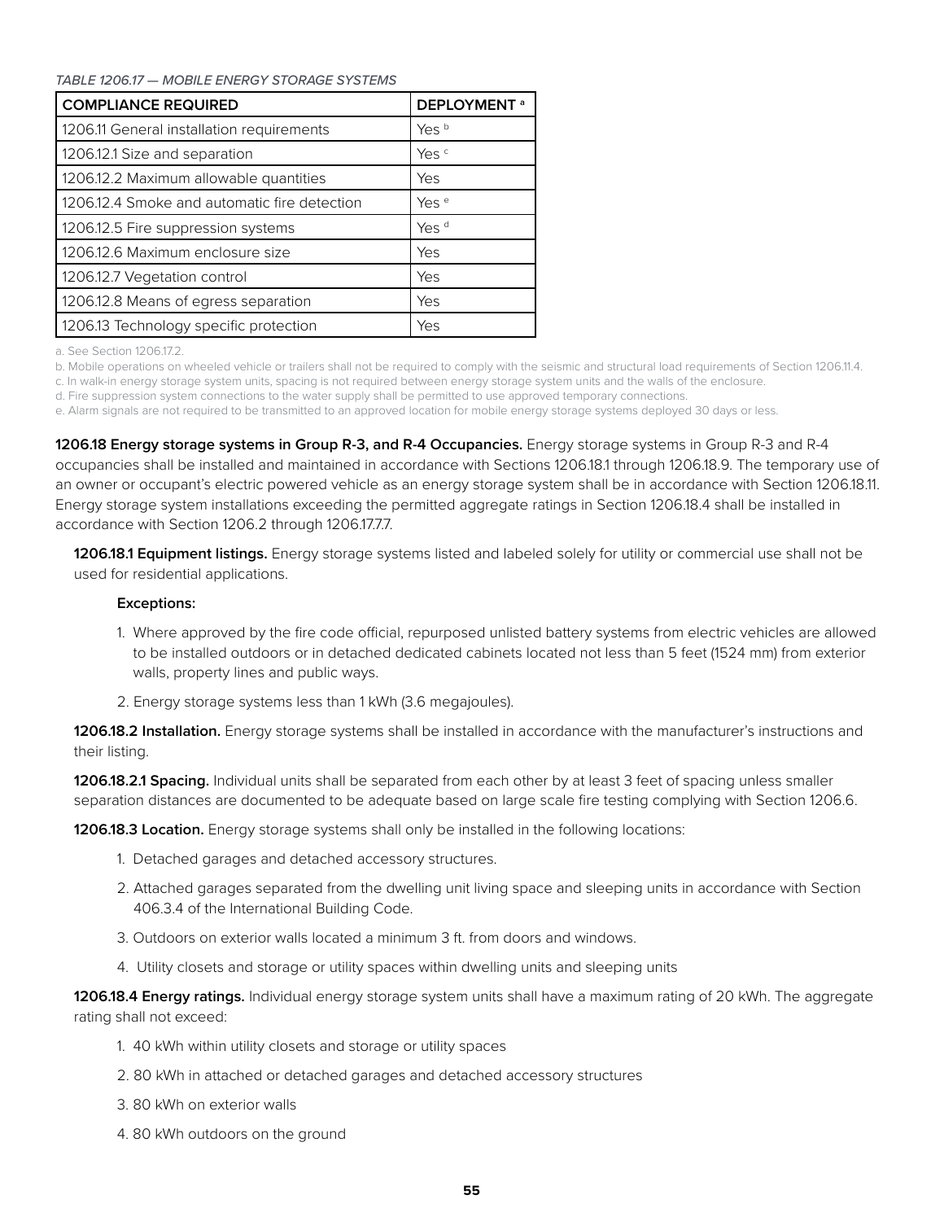*TABLE 1206.17 — MOBILE ENERGY STORAGE SYSTEMS*

| COMPLIANCE REQUIRED | DEPLOYMENT [a] |
|---|---|
| 1206.11 General installation requirements | Yes [b] |
| 1206.12.1 Size and separation | Yes [c] |
| 1206.12.2 Maximum allowable quantities | Yes |
| 1206.12.4 Smoke and automatic fire detection | Yes [e] |
| 1206.12.5 Fire suppression systems | Yes [d] |
| 1206.12.6 Maximum enclosure size | Yes |
| 1206.12.7 Vegetation control | Yes |
| 1206.12.8 Means of egress separation | Yes |
| 1206.13 Technology specific protection | Yes |

a. See Section 1206.17.2.

b. Mobile operations on wheeled vehicle or trailers shall not be required to comply with the seismic and structural load requirements of Section 1206.11.4.

c. In walk-in energy storage system units, spacing is not required between energy storage system units and the walls of the enclosure.

d. Fire suppression system connections to the water supply shall be permitted to use approved temporary connections.

e. Alarm signals are not required to be transmitted to an approved location for mobile energy storage systems deployed 30 days or less.

**1206.18 Energy storage systems in Group R-3, and R-4 Occupancies.** Energy storage systems in Group R-3 and R-4 occupancies shall be installed and maintained in accordance with Sections 1206.18.1 through 1206.18.9. The temporary use of an owner or occupant's electric powered vehicle as an energy storage system shall be in accordance with Section 1206.18.11. Energy storage system installations exceeding the permitted aggregate ratings in Section 1206.18.4 shall be installed in accordance with Section 1206.2 through 1206.17.7.7.

**1206.18.1 Equipment listings.** Energy storage systems listed and labeled solely for utility or commercial use shall not be used for residential applications.

**Exceptions:**

1. Where approved by the fire code official, repurposed unlisted battery systems from electric vehicles are allowed to be installed outdoors or in detached dedicated cabinets located not less than 5 feet (1524 mm) from exterior walls, property lines and public ways.
2. Energy storage systems less than 1 kWh (3.6 megajoules).

**1206.18.2 Installation.** Energy storage systems shall be installed in accordance with the manufacturer's instructions and their listing.

**1206.18.2.1 Spacing.** Individual units shall be separated from each other by at least 3 feet of spacing unless smaller separation distances are documented to be adequate based on large scale fire testing complying with Section 1206.6.

**1206.18.3 Location.** Energy storage systems shall only be installed in the following locations:

1. Detached garages and detached accessory structures.
2. Attached garages separated from the dwelling unit living space and sleeping units in accordance with Section 406.3.4 of the International Building Code.
3. Outdoors on exterior walls located a minimum 3 ft. from doors and windows.
4. Utility closets and storage or utility spaces within dwelling units and sleeping units

**1206.18.4 Energy ratings.** Individual energy storage system units shall have a maximum rating of 20 kWh. The aggregate rating shall not exceed:

1. 40 kWh within utility closets and storage or utility spaces
2. 80 kWh in attached or detached garages and detached accessory structures
3. 80 kWh on exterior walls
4. 80 kWh outdoors on the ground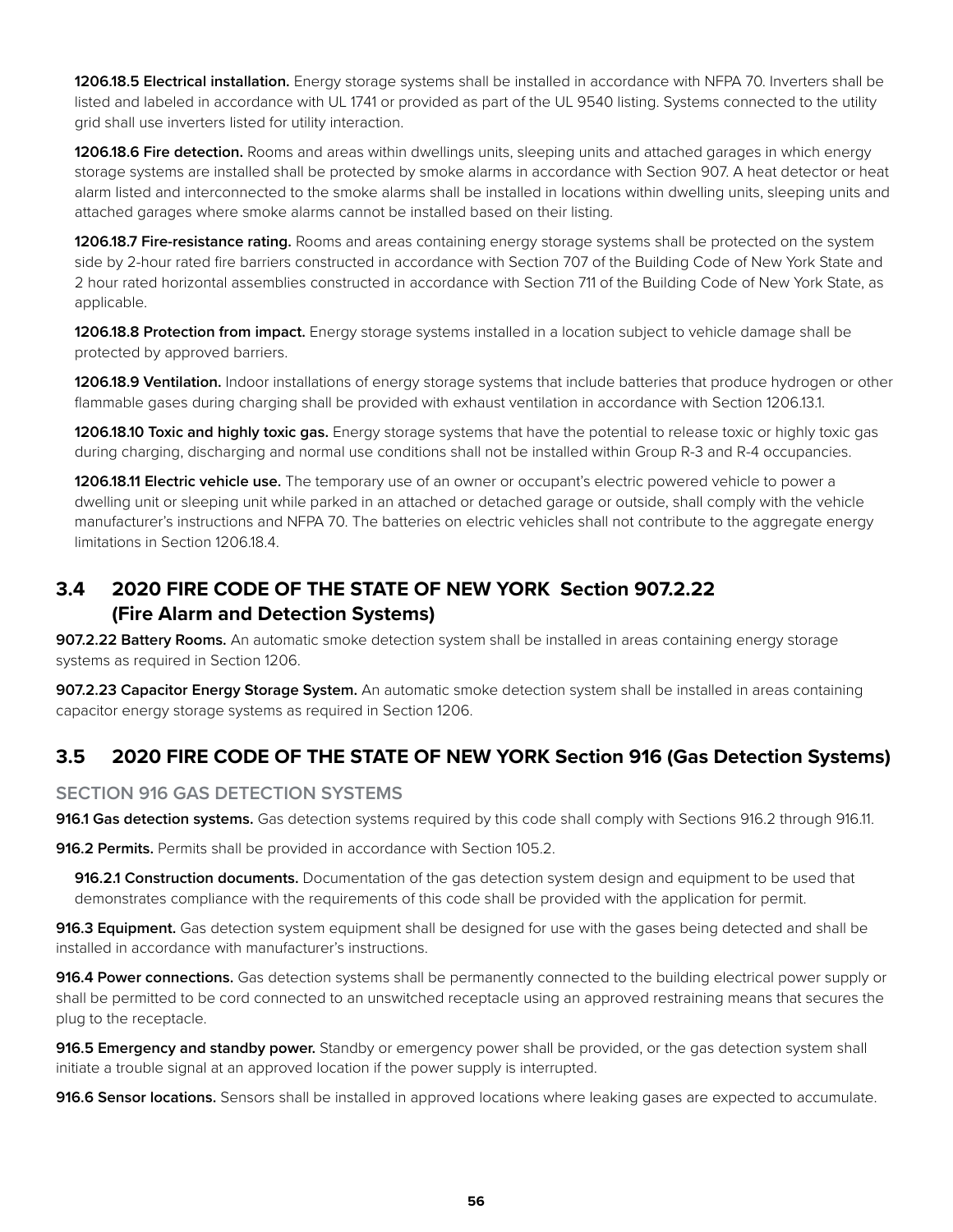**1206.18.5 Electrical installation.** Energy storage systems shall be installed in accordance with NFPA 70. Inverters shall be listed and labeled in accordance with UL 1741 or provided as part of the UL 9540 listing. Systems connected to the utility grid shall use inverters listed for utility interaction.

**1206.18.6 Fire detection.** Rooms and areas within dwellings units, sleeping units and attached garages in which energy storage systems are installed shall be protected by smoke alarms in accordance with Section 907. A heat detector or heat alarm listed and interconnected to the smoke alarms shall be installed in locations within dwelling units, sleeping units and attached garages where smoke alarms cannot be installed based on their listing.

**1206.18.7 Fire-resistance rating.** Rooms and areas containing energy storage systems shall be protected on the system side by 2-hour rated fire barriers constructed in accordance with Section 707 of the Building Code of New York State and 2 hour rated horizontal assemblies constructed in accordance with Section 711 of the Building Code of New York State, as applicable.

**1206.18.8 Protection from impact.** Energy storage systems installed in a location subject to vehicle damage shall be protected by approved barriers.

**1206.18.9 Ventilation.** Indoor installations of energy storage systems that include batteries that produce hydrogen or other flammable gases during charging shall be provided with exhaust ventilation in accordance with Section 1206.13.1.

**1206.18.10 Toxic and highly toxic gas.** Energy storage systems that have the potential to release toxic or highly toxic gas during charging, discharging and normal use conditions shall not be installed within Group R-3 and R-4 occupancies.

**1206.18.11 Electric vehicle use.** The temporary use of an owner or occupant's electric powered vehicle to power a dwelling unit or sleeping unit while parked in an attached or detached garage or outside, shall comply with the vehicle manufacturer's instructions and NFPA 70. The batteries on electric vehicles shall not contribute to the aggregate energy limitations in Section 1206.18.4.

## 3.4 2020 FIRE CODE OF THE STATE OF NEW YORK Section 907.2.22 (Fire Alarm and Detection Systems)

**907.2.22 Battery Rooms.** An automatic smoke detection system shall be installed in areas containing energy storage systems as required in Section 1206.

**907.2.23 Capacitor Energy Storage System.** An automatic smoke detection system shall be installed in areas containing capacitor energy storage systems as required in Section 1206.

## 3.5 2020 FIRE CODE OF THE STATE OF NEW YORK Section 916 (Gas Detection Systems)

### SECTION 916 GAS DETECTION SYSTEMS

**916.1 Gas detection systems.** Gas detection systems required by this code shall comply with Sections 916.2 through 916.11.

**916.2 Permits.** Permits shall be provided in accordance with Section 105.2.

**916.2.1 Construction documents.** Documentation of the gas detection system design and equipment to be used that demonstrates compliance with the requirements of this code shall be provided with the application for permit.

**916.3 Equipment.** Gas detection system equipment shall be designed for use with the gases being detected and shall be installed in accordance with manufacturer's instructions.

**916.4 Power connections.** Gas detection systems shall be permanently connected to the building electrical power supply or shall be permitted to be cord connected to an unswitched receptacle using an approved restraining means that secures the plug to the receptacle.

**916.5 Emergency and standby power.** Standby or emergency power shall be provided, or the gas detection system shall initiate a trouble signal at an approved location if the power supply is interrupted.

**916.6 Sensor locations.** Sensors shall be installed in approved locations where leaking gases are expected to accumulate.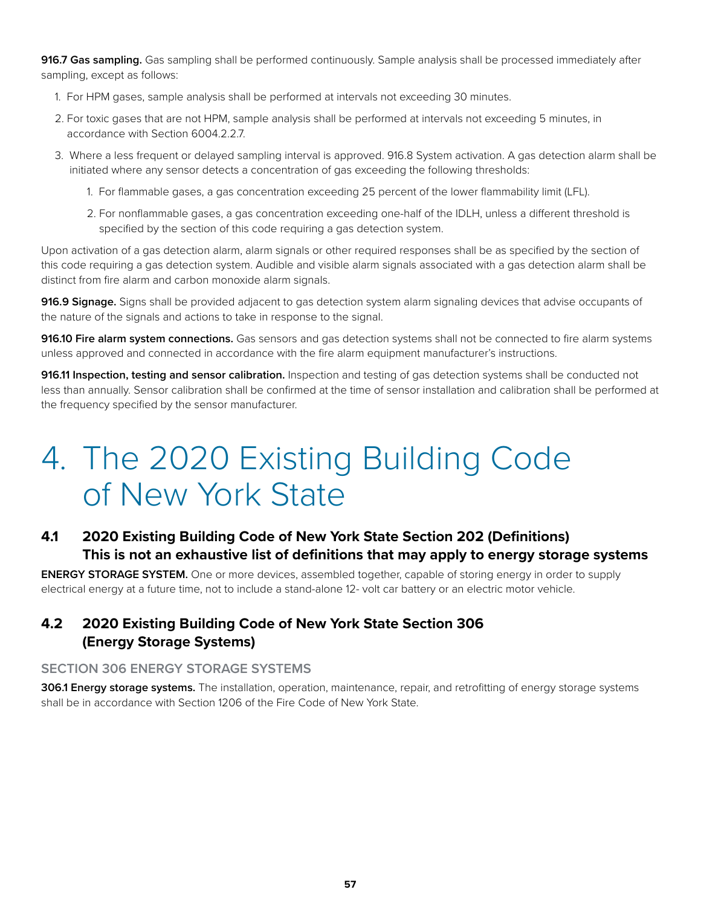**916.7 Gas sampling.** Gas sampling shall be performed continuously. Sample analysis shall be processed immediately after sampling, except as follows:

1. For HPM gases, sample analysis shall be performed at intervals not exceeding 30 minutes.
2. For toxic gases that are not HPM, sample analysis shall be performed at intervals not exceeding 5 minutes, in accordance with Section 6004.2.2.7.
3. Where a less frequent or delayed sampling interval is approved. 916.8 System activation. A gas detection alarm shall be initiated where any sensor detects a concentration of gas exceeding the following thresholds:
    1. For flammable gases, a gas concentration exceeding 25 percent of the lower flammability limit (LFL).
    2. For nonflammable gases, a gas concentration exceeding one-half of the IDLH, unless a different threshold is specified by the section of this code requiring a gas detection system.

Upon activation of a gas detection alarm, alarm signals or other required responses shall be as specified by the section of this code requiring a gas detection system. Audible and visible alarm signals associated with a gas detection alarm shall be distinct from fire alarm and carbon monoxide alarm signals.

**916.9 Signage.** Signs shall be provided adjacent to gas detection system alarm signaling devices that advise occupants of the nature of the signals and actions to take in response to the signal.

**916.10 Fire alarm system connections.** Gas sensors and gas detection systems shall not be connected to fire alarm systems unless approved and connected in accordance with the fire alarm equipment manufacturer's instructions.

**916.11 Inspection, testing and sensor calibration.** Inspection and testing of gas detection systems shall be conducted not less than annually. Sensor calibration shall be confirmed at the time of sensor installation and calibration shall be performed at the frequency specified by the sensor manufacturer.

# 4. The 2020 Existing Building Code of New York State

## 4.1 2020 Existing Building Code of New York State Section 202 (Definitions) This is not an exhaustive list of definitions that may apply to energy storage systems

**ENERGY STORAGE SYSTEM.** One or more devices, assembled together, capable of storing energy in order to supply electrical energy at a future time, not to include a stand-alone 12- volt car battery or an electric motor vehicle.

## 4.2 2020 Existing Building Code of New York State Section 306 (Energy Storage Systems)

### SECTION 306 ENERGY STORAGE SYSTEMS

**306.1 Energy storage systems.** The installation, operation, maintenance, repair, and retrofitting of energy storage systems shall be in accordance with Section 1206 of the Fire Code of New York State.